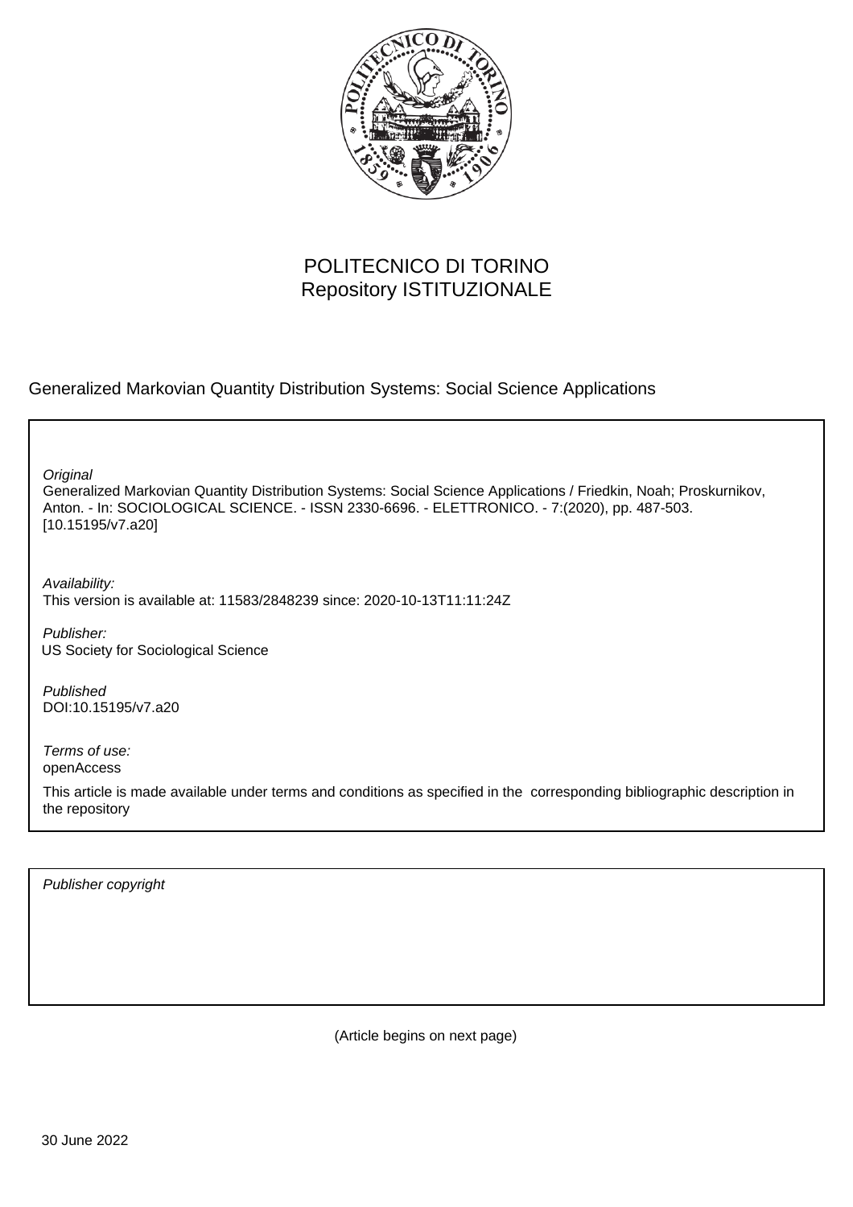POLITECNICO DI TORINO
Repository ISTITUZIONALE

Generalized Markovian Quantity Distribution Systems: Social Science Applications

*Original*
Generalized Markovian Quantity Distribution Systems: Social Science Applications / Friedkin, Noah; Proskurnikov, Anton. - In: SOCIOLOGICAL SCIENCE. - ISSN 2330-6696. - ELETTRONICO. - 7:(2020), pp. 487-503. [10.15195/v7.a20]

*Availability:*
This version is available at: 11583/2848239 since: 2020-10-13T11:11:24Z

*Publisher:*
US Society for Sociological Science

*Published*
DOI:10.15195/v7.a20

*Terms of use:*
openAccess

This article is made available under terms and conditions as specified in the corresponding bibliographic description in the repository

*Publisher copyright*

(Article begins on next page)

30 June 2022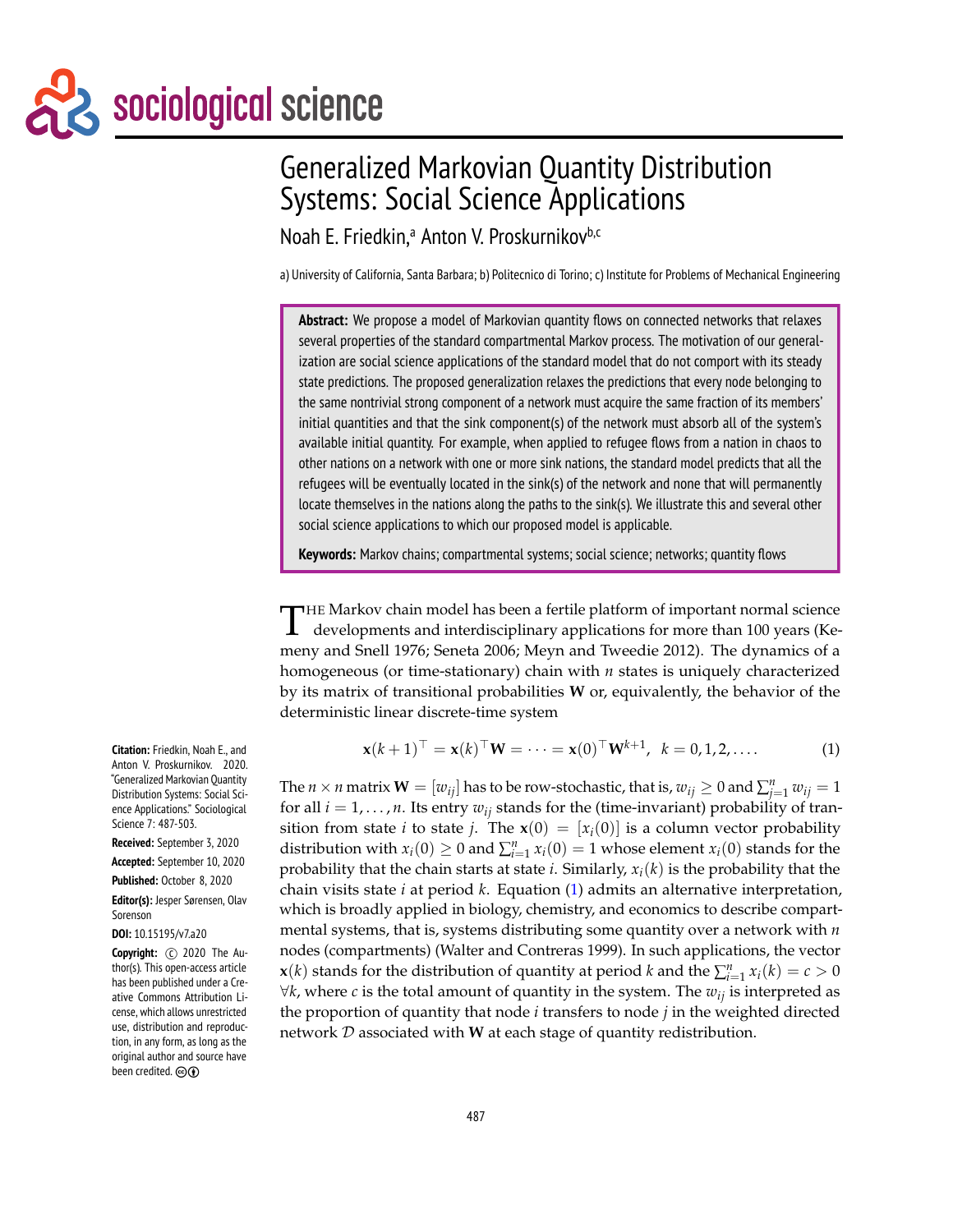# Generalized Markovian Quantity Distribution Systems: Social Science Applications

Noah E. Friedkin,[a] Anton V. Proskurnikov[b,c]

a) University of California, Santa Barbara; b) Politecnico di Torino; c) Institute for Problems of Mechanical Engineering

**Abstract:** We propose a model of Markovian quantity flows on connected networks that relaxes several properties of the standard compartmental Markov process. The motivation of our generalization are social science applications of the standard model that do not comport with its steady state predictions. The proposed generalization relaxes the predictions that every node belonging to the same nontrivial strong component of a network must acquire the same fraction of its members' initial quantities and that the sink component(s) of the network must absorb all of the system's available initial quantity. For example, when applied to refugee flows from a nation in chaos to other nations on a network with one or more sink nations, the standard model predicts that all the refugees will be eventually located in the sink(s) of the network and none that will permanently locate themselves in the nations along the paths to the sink(s). We illustrate this and several other social science applications to which our proposed model is applicable.

**Keywords:** Markov chains; compartmental systems; social science; networks; quantity flows

**Citation:** Friedkin, Noah E., and Anton V. Proskurnikov. 2020. "Generalized Markovian Quantity Distribution Systems: Social Science Applications." Sociological Science 7: 487-503.

**Received:** September 3, 2020

**Accepted:** September 10, 2020

**Published:** October 8, 2020

**Editor(s):** Jesper Sørensen, Olav Sorenson

**DOI:** 10.15195/v7.a20

**Copyright:** © 2020 The Author(s). This open-access article has been published under a Creative Commons Attribution License, which allows unrestricted use, distribution and reproduction, in any form, as long as the original author and source have been credited.

The Markov chain model has been a fertile platform of important normal science developments and interdisciplinary applications for more than 100 years (Kemeny and Snell 1976; Seneta 2006; Meyn and Tweedie 2012). The dynamics of a homogeneous (or time-stationary) chain with $n$ states is uniquely characterized by its matrix of transitional probabilities $\mathbf{W}$ or, equivalently, the behavior of the deterministic linear discrete-time system

$$\mathbf{x}(k+1)^\top = \mathbf{x}(k)^\top \mathbf{W} = \cdots = \mathbf{x}(0)^\top \mathbf{W}^{k+1}, \;\; k = 0, 1, 2, \ldots. \tag{1}$$

The $n \times n$ matrix $\mathbf{W} = [w_{ij}]$ has to be row-stochastic, that is, $w_{ij} \geq 0$ and $\sum_{j=1}^{n} w_{ij} = 1$ for all $i = 1, \ldots, n$. Its entry $w_{ij}$ stands for the (time-invariant) probability of transition from state $i$ to state $j$. The $\mathbf{x}(0) = [x_i(0)]$ is a column vector probability distribution with $x_i(0) \geq 0$ and $\sum_{i=1}^{n} x_i(0) = 1$ whose element $x_i(0)$ stands for the probability that the chain starts at state $i$. Similarly, $x_i(k)$ is the probability that the chain visits state $i$ at period $k$. Equation (1) admits an alternative interpretation, which is broadly applied in biology, chemistry, and economics to describe compartmental systems, that is, systems distributing some quantity over a network with $n$ nodes (compartments) (Walter and Contreras 1999). In such applications, the vector $\mathbf{x}(k)$ stands for the distribution of quantity at period $k$ and the $\sum_{i=1}^{n} x_i(k) = c > 0$ $\forall k$, where $c$ is the total amount of quantity in the system. The $w_{ij}$ is interpreted as the proportion of quantity that node $i$ transfers to node $j$ in the weighted directed network $\mathcal{D}$ associated with $\mathbf{W}$ at each stage of quantity redistribution.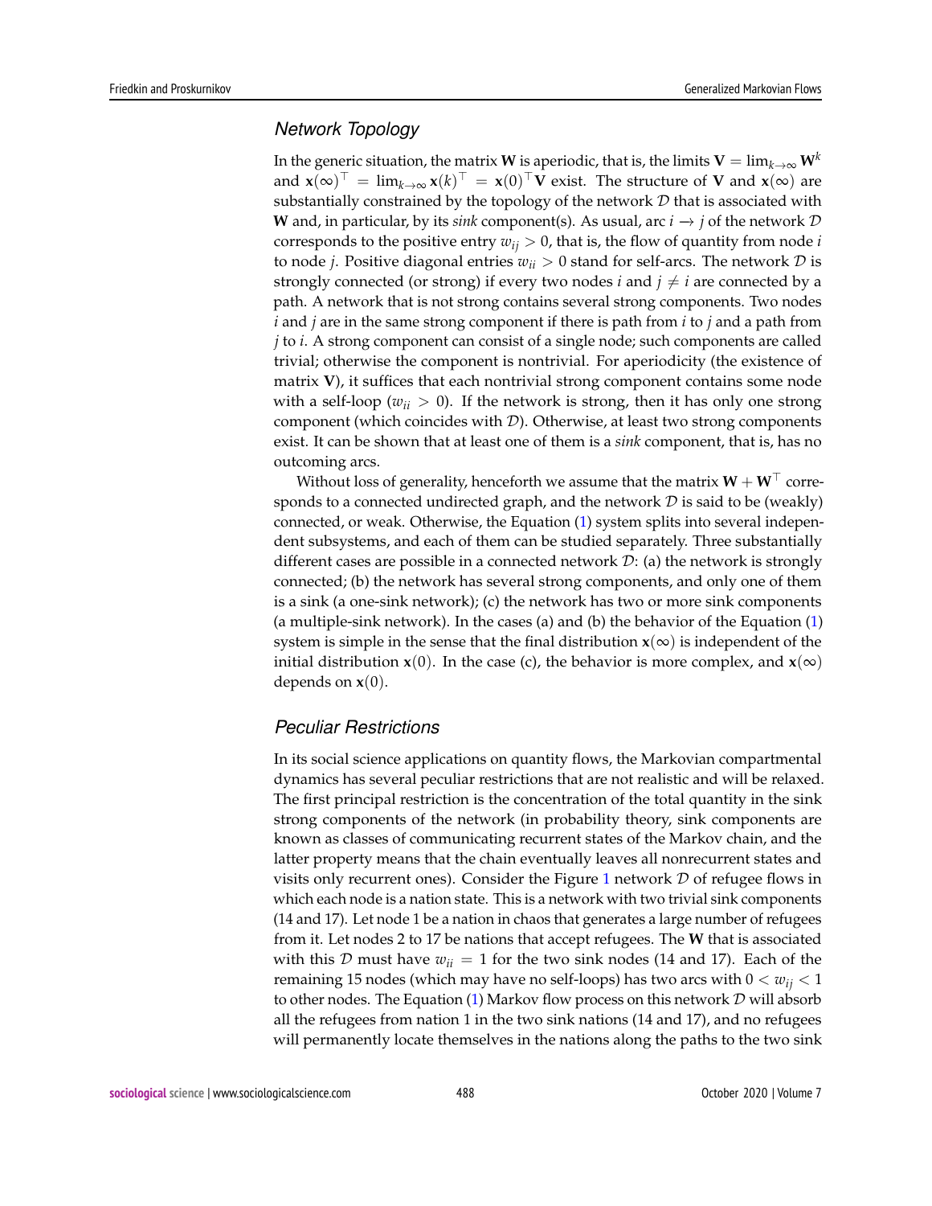## Network Topology

In the generic situation, the matrix $\mathbf{W}$ is aperiodic, that is, the limits $\mathbf{V} = \lim_{k\to\infty} \mathbf{W}^k$ and $\mathbf{x}(\infty)^\top = \lim_{k\to\infty} \mathbf{x}(k)^\top = \mathbf{x}(0)^\top \mathbf{V}$ exist. The structure of $\mathbf{V}$ and $\mathbf{x}(\infty)$ are substantially constrained by the topology of the network $\mathcal{D}$ that is associated with $\mathbf{W}$ and, in particular, by its *sink* component(s). As usual, arc $i \to j$ of the network $\mathcal{D}$ corresponds to the positive entry $w_{ij} > 0$, that is, the flow of quantity from node $i$ to node $j$. Positive diagonal entries $w_{ii} > 0$ stand for self-arcs. The network $\mathcal{D}$ is strongly connected (or strong) if every two nodes $i$ and $j \neq i$ are connected by a path. A network that is not strong contains several strong components. Two nodes $i$ and $j$ are in the same strong component if there is path from $i$ to $j$ and a path from $j$ to $i$. A strong component can consist of a single node; such components are called trivial; otherwise the component is nontrivial. For aperiodicity (the existence of matrix $\mathbf{V}$), it suffices that each nontrivial strong component contains some node with a self-loop ($w_{ii} > 0$). If the network is strong, then it has only one strong component (which coincides with $\mathcal{D}$). Otherwise, at least two strong components exist. It can be shown that at least one of them is a *sink* component, that is, has no outcoming arcs.

Without loss of generality, henceforth we assume that the matrix $\mathbf{W} + \mathbf{W}^\top$ corresponds to a connected undirected graph, and the network $\mathcal{D}$ is said to be (weakly) connected, or weak. Otherwise, the Equation (1) system splits into several independent subsystems, and each of them can be studied separately. Three substantially different cases are possible in a connected network $\mathcal{D}$: (a) the network is strongly connected; (b) the network has several strong components, and only one of them is a sink (a one-sink network); (c) the network has two or more sink components (a multiple-sink network). In the cases (a) and (b) the behavior of the Equation (1) system is simple in the sense that the final distribution $\mathbf{x}(\infty)$ is independent of the initial distribution $\mathbf{x}(0)$. In the case (c), the behavior is more complex, and $\mathbf{x}(\infty)$ depends on $\mathbf{x}(0)$.

## Peculiar Restrictions

In its social science applications on quantity flows, the Markovian compartmental dynamics has several peculiar restrictions that are not realistic and will be relaxed. The first principal restriction is the concentration of the total quantity in the sink strong components of the network (in probability theory, sink components are known as classes of communicating recurrent states of the Markov chain, and the latter property means that the chain eventually leaves all nonrecurrent states and visits only recurrent ones). Consider the Figure 1 network $\mathcal{D}$ of refugee flows in which each node is a nation state. This is a network with two trivial sink components (14 and 17). Let node 1 be a nation in chaos that generates a large number of refugees from it. Let nodes 2 to 17 be nations that accept refugees. The $\mathbf{W}$ that is associated with this $\mathcal{D}$ must have $w_{ii} = 1$ for the two sink nodes (14 and 17). Each of the remaining 15 nodes (which may have no self-loops) has two arcs with $0 < w_{ij} < 1$ to other nodes. The Equation (1) Markov flow process on this network $\mathcal{D}$ will absorb all the refugees from nation 1 in the two sink nations (14 and 17), and no refugees will permanently locate themselves in the nations along the paths to the two sink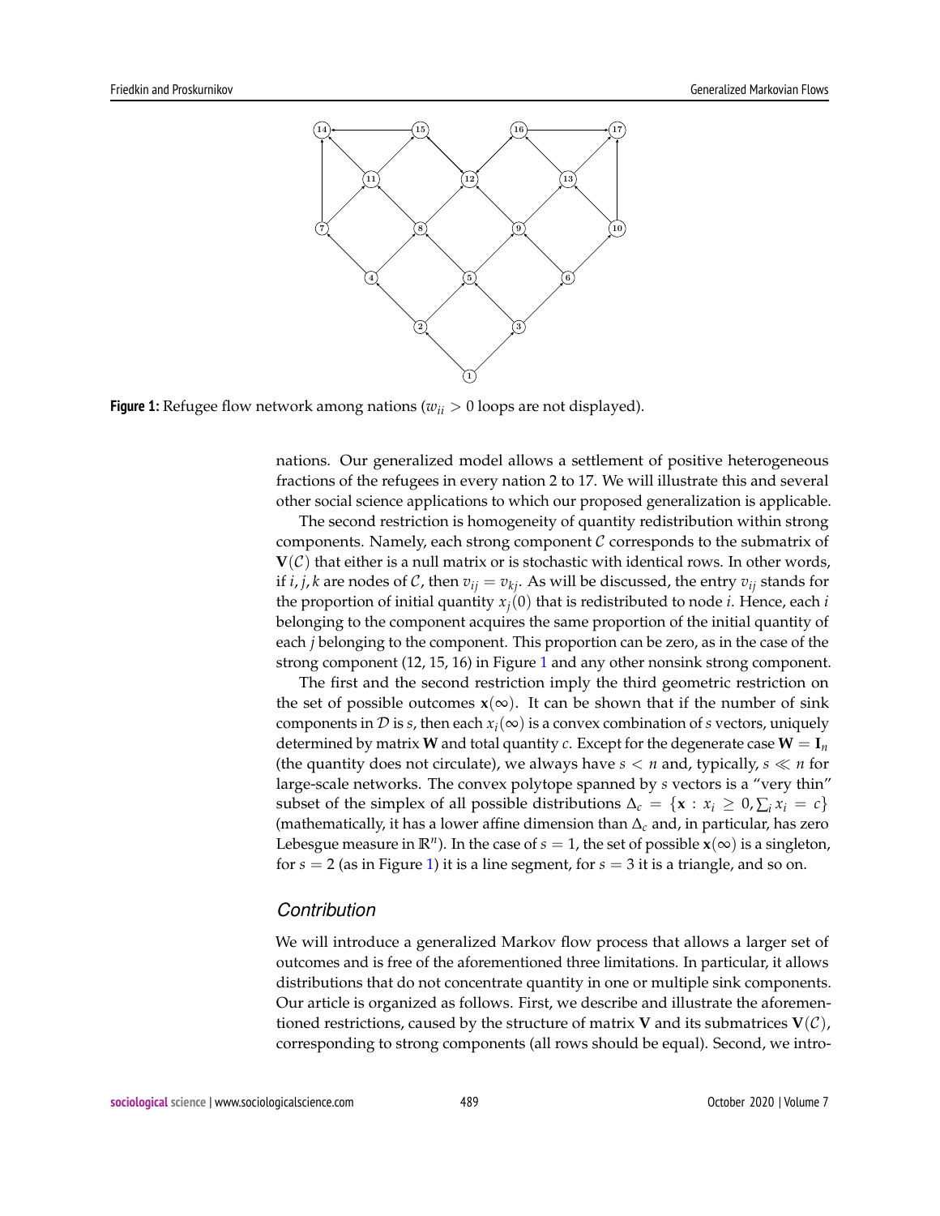**Figure 1:** Refugee flow network among nations ($w_{ii} > 0$ loops are not displayed).

nations. Our generalized model allows a settlement of positive heterogeneous fractions of the refugees in every nation 2 to 17. We will illustrate this and several other social science applications to which our proposed generalization is applicable.

The second restriction is homogeneity of quantity redistribution within strong components. Namely, each strong component $\mathcal{C}$ corresponds to the submatrix of $\mathbf{V}(\mathcal{C})$ that either is a null matrix or is stochastic with identical rows. In other words, if $i, j, k$ are nodes of $\mathcal{C}$, then $v_{ij} = v_{kj}$. As will be discussed, the entry $v_{ij}$ stands for the proportion of initial quantity $x_j(0)$ that is redistributed to node $i$. Hence, each $i$ belonging to the component acquires the same proportion of the initial quantity of each $j$ belonging to the component. This proportion can be zero, as in the case of the strong component (12, 15, 16) in Figure 1 and any other nonsink strong component.

The first and the second restriction imply the third geometric restriction on the set of possible outcomes $\mathbf{x}(\infty)$. It can be shown that if the number of sink components in $\mathcal{D}$ is $s$, then each $x_i(\infty)$ is a convex combination of $s$ vectors, uniquely determined by matrix $\mathbf{W}$ and total quantity $c$. Except for the degenerate case $\mathbf{W} = \mathbf{I}_n$ (the quantity does not circulate), we always have $s < n$ and, typically, $s \ll n$ for large-scale networks. The convex polytope spanned by $s$ vectors is a "very thin" subset of the simplex of all possible distributions $\Delta_c = \{\mathbf{x} : x_i \geq 0, \sum_i x_i = c\}$ (mathematically, it has a lower affine dimension than $\Delta_c$ and, in particular, has zero Lebesgue measure in $\mathbb{R}^n$). In the case of $s = 1$, the set of possible $\mathbf{x}(\infty)$ is a singleton, for $s = 2$ (as in Figure 1) it is a line segment, for $s = 3$ it is a triangle, and so on.

## *Contribution*

We will introduce a generalized Markov flow process that allows a larger set of outcomes and is free of the aforementioned three limitations. In particular, it allows distributions that do not concentrate quantity in one or multiple sink components. Our article is organized as follows. First, we describe and illustrate the aforementioned restrictions, caused by the structure of matrix $\mathbf{V}$ and its submatrices $\mathbf{V}(\mathcal{C})$, corresponding to strong components (all rows should be equal). Second, we intro-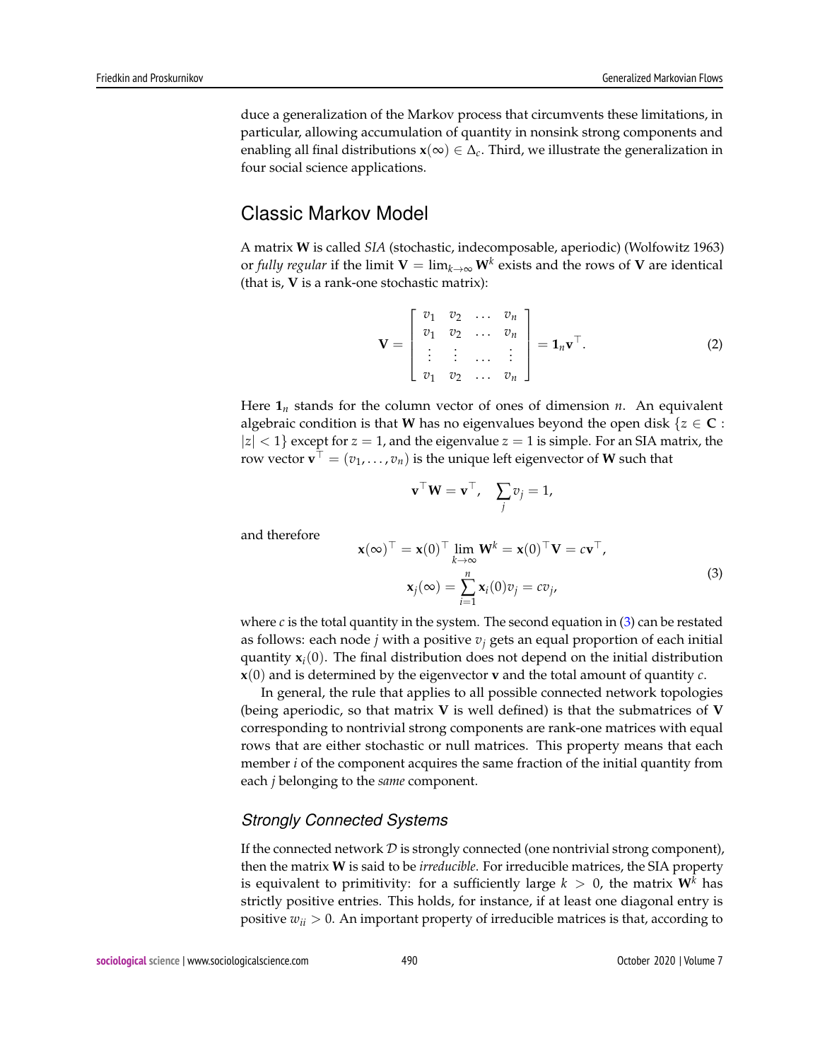duce a generalization of the Markov process that circumvents these limitations, in particular, allowing accumulation of quantity in nonsink strong components and enabling all final distributions $\mathbf{x}(\infty) \in \Delta_c$. Third, we illustrate the generalization in four social science applications.

## Classic Markov Model

A matrix $\mathbf{W}$ is called *SIA* (stochastic, indecomposable, aperiodic) (Wolfowitz 1963) or *fully regular* if the limit $\mathbf{V} = \lim_{k\to\infty} \mathbf{W}^k$ exists and the rows of $\mathbf{V}$ are identical (that is, $\mathbf{V}$ is a rank-one stochastic matrix):

$$
\mathbf{V} = \begin{bmatrix} v_1 & v_2 & \dots & v_n \\ v_1 & v_2 & \dots & v_n \\ \vdots & \vdots & \dots & \vdots \\ v_1 & v_2 & \dots & v_n \end{bmatrix} = \mathbf{1}_n \mathbf{v}^\top. \tag{2}
$$

Here $\mathbf{1}_n$ stands for the column vector of ones of dimension $n$. An equivalent algebraic condition is that $\mathbf{W}$ has no eigenvalues beyond the open disk $\{z \in \mathbf{C} : |z| < 1\}$ except for $z = 1$, and the eigenvalue $z = 1$ is simple. For an SIA matrix, the row vector $\mathbf{v}^\top = (v_1, \dots, v_n)$ is the unique left eigenvector of $\mathbf{W}$ such that

$$
\mathbf{v}^\top \mathbf{W} = \mathbf{v}^\top, \quad \sum_j v_j = 1,
$$

and therefore

$$
\begin{aligned}
\mathbf{x}(\infty)^\top &= \mathbf{x}(0)^\top \lim_{k\to\infty} \mathbf{W}^k = \mathbf{x}(0)^\top \mathbf{V} = c\mathbf{v}^\top, \\
\mathbf{x}_j(\infty) &= \sum_{i=1}^{n} \mathbf{x}_i(0) v_j = c v_j,
\end{aligned} \tag{3}
$$

where $c$ is the total quantity in the system. The second equation in (3) can be restated as follows: each node $j$ with a positive $v_j$ gets an equal proportion of each initial quantity $\mathbf{x}_i(0)$. The final distribution does not depend on the initial distribution $\mathbf{x}(0)$ and is determined by the eigenvector $\mathbf{v}$ and the total amount of quantity $c$.

In general, the rule that applies to all possible connected network topologies (being aperiodic, so that matrix $\mathbf{V}$ is well defined) is that the submatrices of $\mathbf{V}$ corresponding to nontrivial strong components are rank-one matrices with equal rows that are either stochastic or null matrices. This property means that each member $i$ of the component acquires the same fraction of the initial quantity from each $j$ belonging to the *same* component.

### Strongly Connected Systems

If the connected network $\mathcal{D}$ is strongly connected (one nontrivial strong component), then the matrix $\mathbf{W}$ is said to be *irreducible*. For irreducible matrices, the SIA property is equivalent to primitivity: for a sufficiently large $k > 0$, the matrix $\mathbf{W}^k$ has strictly positive entries. This holds, for instance, if at least one diagonal entry is positive $w_{ii} > 0$. An important property of irreducible matrices is that, according to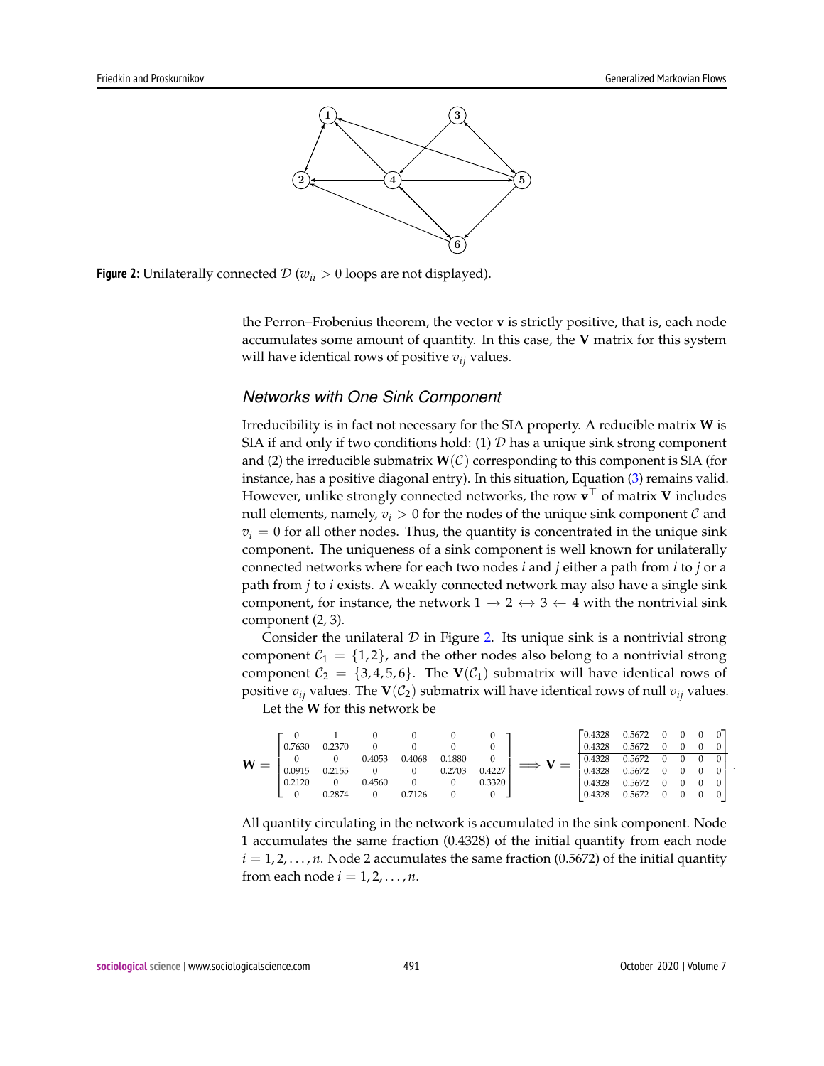**Figure 2:** Unilaterally connected $\mathcal{D}$ ($w_{ii} > 0$ loops are not displayed).

the Perron–Frobenius theorem, the vector $\mathbf{v}$ is strictly positive, that is, each node accumulates some amount of quantity. In this case, the $\mathbf{V}$ matrix for this system will have identical rows of positive $v_{ij}$ values.

### Networks with One Sink Component

Irreducibility is in fact not necessary for the SIA property. A reducible matrix $\mathbf{W}$ is SIA if and only if two conditions hold: (1) $\mathcal{D}$ has a unique sink strong component and (2) the irreducible submatrix $\mathbf{W}(\mathcal{C})$ corresponding to this component is SIA (for instance, has a positive diagonal entry). In this situation, Equation (3) remains valid. However, unlike strongly connected networks, the row $\mathbf{v}^\top$ of matrix $\mathbf{V}$ includes null elements, namely, $v_i > 0$ for the nodes of the unique sink component $\mathcal{C}$ and $v_i = 0$ for all other nodes. Thus, the quantity is concentrated in the unique sink component. The uniqueness of a sink component is well known for unilaterally connected networks where for each two nodes $i$ and $j$ either a path from $i$ to $j$ or a path from $j$ to $i$ exists. A weakly connected network may also have a single sink component, for instance, the network $1 \rightarrow 2 \leftrightarrow 3 \leftarrow 4$ with the nontrivial sink component (2, 3).

Consider the unilateral $\mathcal{D}$ in Figure 2. Its unique sink is a nontrivial strong component $\mathcal{C}_1 = \{1, 2\}$, and the other nodes also belong to a nontrivial strong component $\mathcal{C}_2 = \{3, 4, 5, 6\}$. The $\mathbf{V}(\mathcal{C}_1)$ submatrix will have identical rows of positive $v_{ij}$ values. The $\mathbf{V}(\mathcal{C}_2)$ submatrix will have identical rows of null $v_{ij}$ values.

Let the $\mathbf{W}$ for this network be

$$\mathbf{W} = \begin{bmatrix} 0 & 1 & 0 & 0 & 0 & 0 \\ 0.7630 & 0.2370 & 0 & 0 & 0 & 0 \\ 0 & 0 & 0.4053 & 0.4068 & 0.1880 & 0 \\ 0.0915 & 0.2155 & 0 & 0 & 0.2703 & 0.4227 \\ 0.2120 & 0 & 0.4560 & 0 & 0 & 0.3320 \\ 0 & 0.2874 & 0 & 0.7126 & 0 & 0 \end{bmatrix} \implies \mathbf{V} = \begin{bmatrix} 0.4328 & 0.5672 & 0 & 0 & 0 & 0 \\ 0.4328 & 0.5672 & 0 & 0 & 0 & 0 \\ 0.4328 & 0.5672 & 0 & 0 & 0 & 0 \\ 0.4328 & 0.5672 & 0 & 0 & 0 & 0 \\ 0.4328 & 0.5672 & 0 & 0 & 0 & 0 \\ 0.4328 & 0.5672 & 0 & 0 & 0 & 0 \end{bmatrix}.$$

All quantity circulating in the network is accumulated in the sink component. Node 1 accumulates the same fraction (0.4328) of the initial quantity from each node $i = 1, 2, \ldots, n$. Node 2 accumulates the same fraction (0.5672) of the initial quantity from each node $i = 1, 2, \ldots, n$.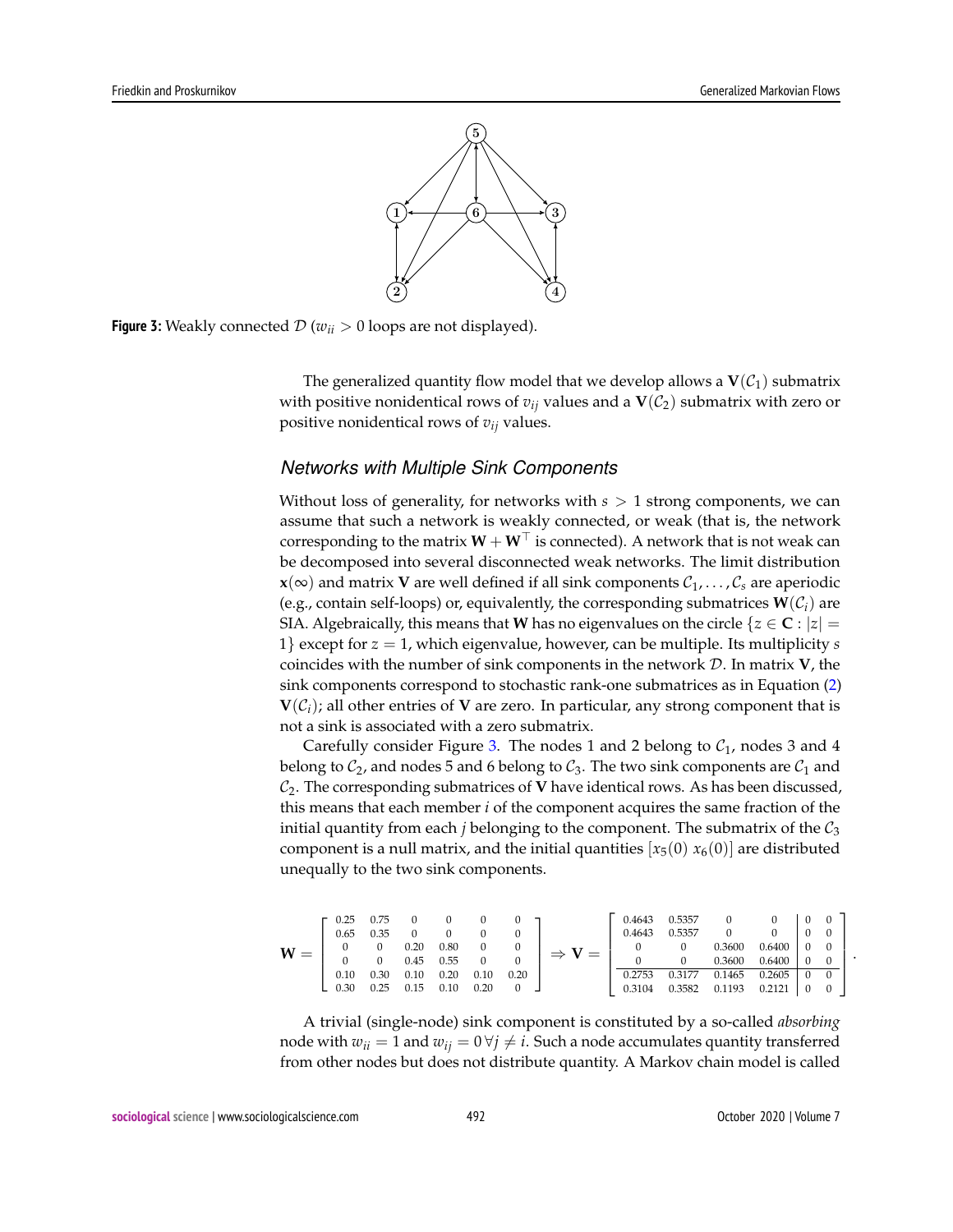**Figure 3:** Weakly connected $\mathcal{D}$ ($w_{ii} > 0$ loops are not displayed).

The generalized quantity flow model that we develop allows a $\mathbf{V}(\mathcal{C}_1)$ submatrix with positive nonidentical rows of $v_{ij}$ values and a $\mathbf{V}(\mathcal{C}_2)$ submatrix with zero or positive nonidentical rows of $v_{ij}$ values.

### *Networks with Multiple Sink Components*

Without loss of generality, for networks with $s > 1$ strong components, we can assume that such a network is weakly connected, or weak (that is, the network corresponding to the matrix $\mathbf{W} + \mathbf{W}^\top$ is connected). A network that is not weak can be decomposed into several disconnected weak networks. The limit distribution $\mathbf{x}(\infty)$ and matrix $\mathbf{V}$ are well defined if all sink components $\mathcal{C}_1, \ldots, \mathcal{C}_s$ are aperiodic (e.g., contain self-loops) or, equivalently, the corresponding submatrices $\mathbf{W}(\mathcal{C}_i)$ are SIA. Algebraically, this means that $\mathbf{W}$ has no eigenvalues on the circle $\{z \in \mathbf{C} : |z| = 1\}$ except for $z = 1$, which eigenvalue, however, can be multiple. Its multiplicity $s$ coincides with the number of sink components in the network $\mathcal{D}$. In matrix $\mathbf{V}$, the sink components correspond to stochastic rank-one submatrices as in Equation (2) $\mathbf{V}(\mathcal{C}_i)$; all other entries of $\mathbf{V}$ are zero. In particular, any strong component that is not a sink is associated with a zero submatrix.

Carefully consider Figure 3. The nodes 1 and 2 belong to $\mathcal{C}_1$, nodes 3 and 4 belong to $\mathcal{C}_2$, and nodes 5 and 6 belong to $\mathcal{C}_3$. The two sink components are $\mathcal{C}_1$ and $\mathcal{C}_2$. The corresponding submatrices of $\mathbf{V}$ have identical rows. As has been discussed, this means that each member $i$ of the component acquires the same fraction of the initial quantity from each $j$ belonging to the component. The submatrix of the $\mathcal{C}_3$ component is a null matrix, and the initial quantities $[x_5(0)\ x_6(0)]$ are distributed unequally to the two sink components.

$$
\mathbf{W} = \begin{bmatrix} 0.25 & 0.75 & 0 & 0 & 0 & 0 \\ 0.65 & 0.35 & 0 & 0 & 0 & 0 \\ 0 & 0 & 0.20 & 0.80 & 0 & 0 \\ 0 & 0 & 0.45 & 0.55 & 0 & 0 \\ 0.10 & 0.30 & 0.10 & 0.20 & 0.10 & 0.20 \\ 0.30 & 0.25 & 0.15 & 0.10 & 0.20 & 0 \end{bmatrix} \Rightarrow \mathbf{V} = \left[\begin{array}{cccc|cc} 0.4643 & 0.5357 & 0 & 0 & 0 & 0 \\ 0.4643 & 0.5357 & 0 & 0 & 0 & 0 \\ 0 & 0 & 0.3600 & 0.6400 & 0 & 0 \\ 0 & 0 & 0.3600 & 0.6400 & 0 & 0 \\ \hline 0.2753 & 0.3177 & 0.1465 & 0.2605 & 0 & 0 \\ 0.3104 & 0.3582 & 0.1193 & 0.2121 & 0 & 0 \end{array}\right].
$$

A trivial (single-node) sink component is constituted by a so-called *absorbing* node with $w_{ii} = 1$ and $w_{ij} = 0\,\forall j \neq i$. Such a node accumulates quantity transferred from other nodes but does not distribute quantity. A Markov chain model is called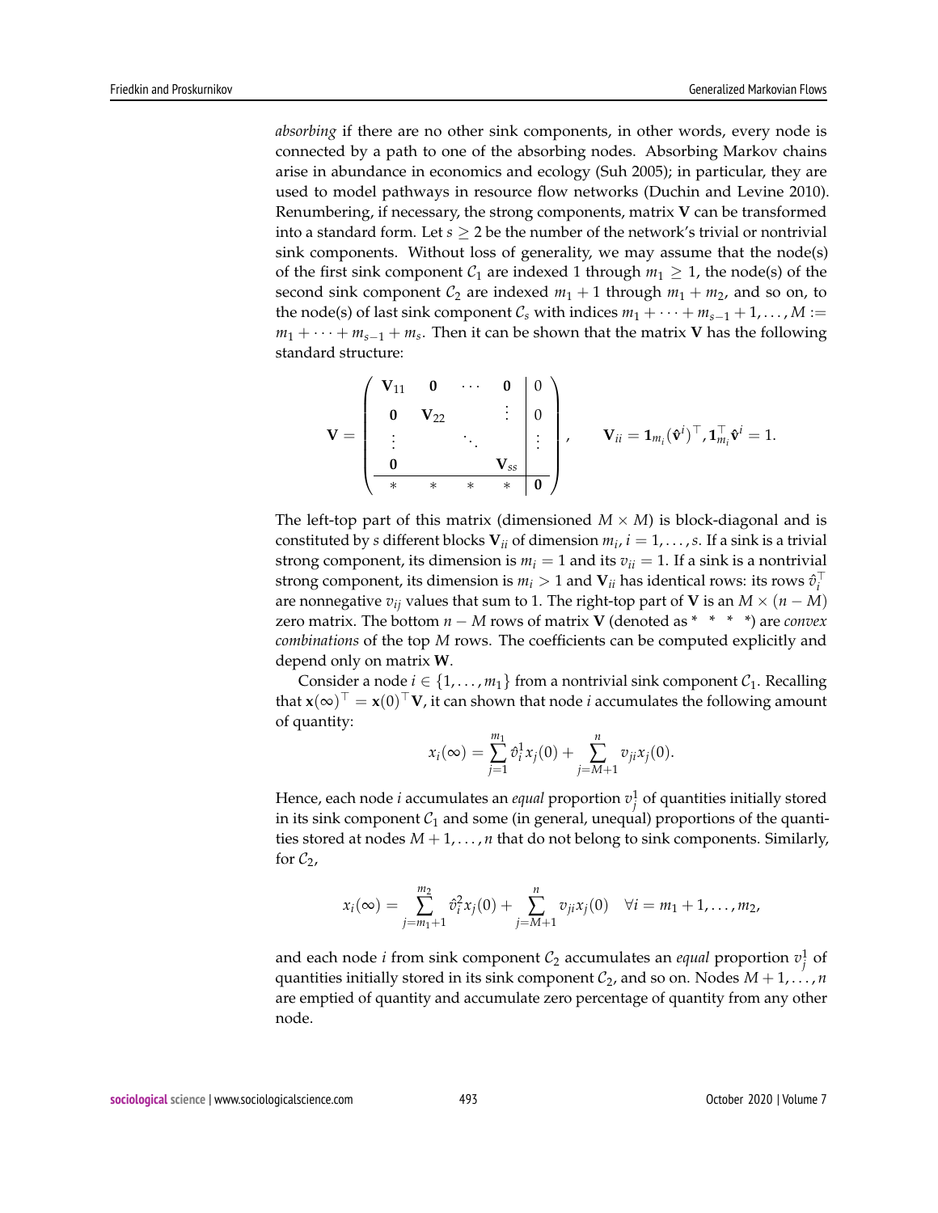*absorbing* if there are no other sink components, in other words, every node is connected by a path to one of the absorbing nodes. Absorbing Markov chains arise in abundance in economics and ecology (Suh 2005); in particular, they are used to model pathways in resource flow networks (Duchin and Levine 2010). Renumbering, if necessary, the strong components, matrix $\mathbf{V}$ can be transformed into a standard form. Let $s \geq 2$ be the number of the network's trivial or nontrivial sink components. Without loss of generality, we may assume that the node(s) of the first sink component $\mathcal{C}_1$ are indexed 1 through $m_1 \geq 1$, the node(s) of the second sink component $\mathcal{C}_2$ are indexed $m_1 + 1$ through $m_1 + m_2$, and so on, to the node(s) of last sink component $\mathcal{C}_s$ with indices $m_1 + \cdots + m_{s-1} + 1, \ldots, M := m_1 + \cdots + m_{s-1} + m_s$. Then it can be shown that the matrix $\mathbf{V}$ has the following standard structure:

$$
\mathbf{V} = \left( \begin{array}{cccc|c} \mathbf{V}_{11} & \mathbf{0} & \cdots & \mathbf{0} & 0 \\ \mathbf{0} & \mathbf{V}_{22} & & \vdots & 0 \\ \vdots & & \ddots & & \vdots \\ \mathbf{0} & & & \mathbf{V}_{ss} & \\ \hline * & * & * & * & \mathbf{0} \end{array} \right), \qquad \mathbf{V}_{ii} = \mathbf{1}_{m_i} (\hat{\mathbf{v}}^i)^\top, \mathbf{1}_{m_i}^\top \hat{\mathbf{v}}^i = 1.
$$

The left-top part of this matrix (dimensioned $M \times M$) is block-diagonal and is constituted by $s$ different blocks $\mathbf{V}_{ii}$ of dimension $m_i$, $i = 1, \ldots, s$. If a sink is a trivial strong component, its dimension is $m_i = 1$ and its $v_{ii} = 1$. If a sink is a nontrivial strong component, its dimension is $m_i > 1$ and $\mathbf{V}_{ii}$ has identical rows: its rows $\hat{v}_i^\top$ are nonnegative $v_{ij}$ values that sum to 1. The right-top part of $\mathbf{V}$ is an $M \times (n - M)$ zero matrix. The bottom $n - M$ rows of matrix $\mathbf{V}$ (denoted as * * * *) are *convex combinations* of the top $M$ rows. The coefficients can be computed explicitly and depend only on matrix $\mathbf{W}$.

Consider a node $i \in \{1, \ldots, m_1\}$ from a nontrivial sink component $\mathcal{C}_1$. Recalling that $\mathbf{x}(\infty)^\top = \mathbf{x}(0)^\top \mathbf{V}$, it can shown that node $i$ accumulates the following amount of quantity:

$$
x_i(\infty) = \sum_{j=1}^{m_1} \hat{v}_i^1 x_j(0) + \sum_{j=M+1}^{n} v_{ji} x_j(0).
$$

Hence, each node $i$ accumulates an *equal* proportion $v_j^1$ of quantities initially stored in its sink component $\mathcal{C}_1$ and some (in general, unequal) proportions of the quantities stored at nodes $M + 1, \ldots, n$ that do not belong to sink components. Similarly, for $\mathcal{C}_2$,

$$
x_i(\infty) = \sum_{j=m_1+1}^{m_2} \hat{v}_i^2 x_j(0) + \sum_{j=M+1}^{n} v_{ji} x_j(0) \quad \forall i = m_1 + 1, \ldots, m_2,
$$

and each node $i$ from sink component $\mathcal{C}_2$ accumulates an *equal* proportion $v_j^1$ of quantities initially stored in its sink component $\mathcal{C}_2$, and so on. Nodes $M + 1, \ldots, n$ are emptied of quantity and accumulate zero percentage of quantity from any other node.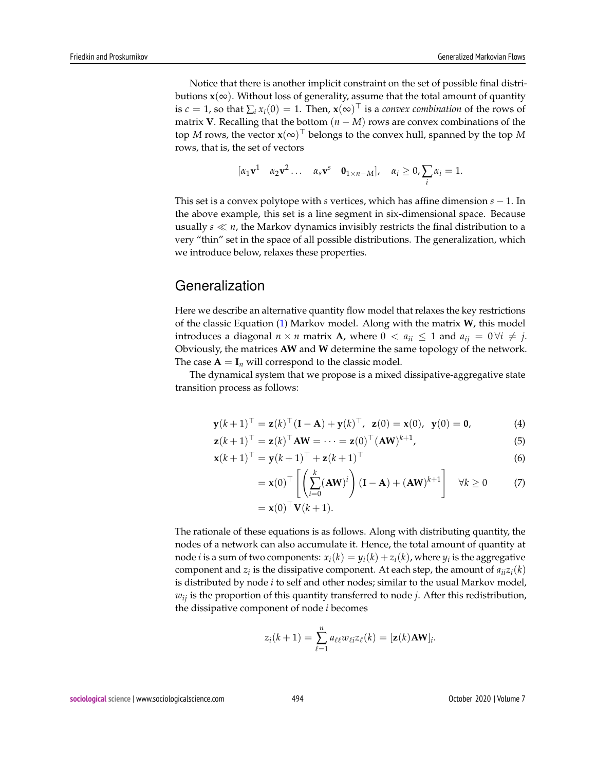Notice that there is another implicit constraint on the set of possible final distributions $\mathbf{x}(\infty)$. Without loss of generality, assume that the total amount of quantity is $c = 1$, so that $\sum_i x_i(0) = 1$. Then, $\mathbf{x}(\infty)^\top$ is a *convex combination* of the rows of matrix $\mathbf{V}$. Recalling that the bottom $(n - M)$ rows are convex combinations of the top $M$ rows, the vector $\mathbf{x}(\infty)^\top$ belongs to the convex hull, spanned by the top $M$ rows, that is, the set of vectors

$$[\alpha_1 \mathbf{v}^1 \quad \alpha_2 \mathbf{v}^2 \ldots \quad \alpha_s \mathbf{v}^s \quad \mathbf{0}_{1\times n-M}], \quad \alpha_i \geq 0, \sum_i \alpha_i = 1.$$

This set is a convex polytope with $s$ vertices, which has affine dimension $s - 1$. In the above example, this set is a line segment in six-dimensional space. Because usually $s \ll n$, the Markov dynamics invisibly restricts the final distribution to a very "thin" set in the space of all possible distributions. The generalization, which we introduce below, relaxes these properties.

## Generalization

Here we describe an alternative quantity flow model that relaxes the key restrictions of the classic Equation (1) Markov model. Along with the matrix $\mathbf{W}$, this model introduces a diagonal $n \times n$ matrix $\mathbf{A}$, where $0 < a_{ii} \leq 1$ and $a_{ij} = 0 \, \forall i \neq j$. Obviously, the matrices $\mathbf{AW}$ and $\mathbf{W}$ determine the same topology of the network. The case $\mathbf{A} = \mathbf{I}_n$ will correspond to the classic model.

The dynamical system that we propose is a mixed dissipative-aggregative state transition process as follows:

$$\mathbf{y}(k+1)^\top = \mathbf{z}(k)^\top (\mathbf{I} - \mathbf{A}) + \mathbf{y}(k)^\top, \;\; \mathbf{z}(0) = \mathbf{x}(0), \;\; \mathbf{y}(0) = \mathbf{0}, \tag{4}$$

$$\mathbf{z}(k+1)^\top = \mathbf{z}(k)^\top \mathbf{AW} = \cdots = \mathbf{z}(0)^\top (\mathbf{AW})^{k+1}, \tag{5}$$

$$\mathbf{x}(k+1)^\top = \mathbf{y}(k+1)^\top + \mathbf{z}(k+1)^\top \tag{6}$$

$$= \mathbf{x}(0)^\top \left[ \left( \sum_{i=0}^{k} (\mathbf{AW})^i \right) (\mathbf{I} - \mathbf{A}) + (\mathbf{AW})^{k+1} \right] \quad \forall k \geq 0 \tag{7}$$

$$= \mathbf{x}(0)^\top \mathbf{V}(k+1).$$

The rationale of these equations is as follows. Along with distributing quantity, the nodes of a network can also accumulate it. Hence, the total amount of quantity at node $i$ is a sum of two components: $x_i(k) = y_i(k) + z_i(k)$, where $y_i$ is the aggregative component and $z_i$ is the dissipative component. At each step, the amount of $a_{ii} z_i(k)$ is distributed by node $i$ to self and other nodes; similar to the usual Markov model, $w_{ij}$ is the proportion of this quantity transferred to node $j$. After this redistribution, the dissipative component of node $i$ becomes

$$z_i(k+1) = \sum_{\ell=1}^{n} a_{\ell\ell} w_{\ell i} z_\ell(k) = [\mathbf{z}(k)\mathbf{AW}]_i.$$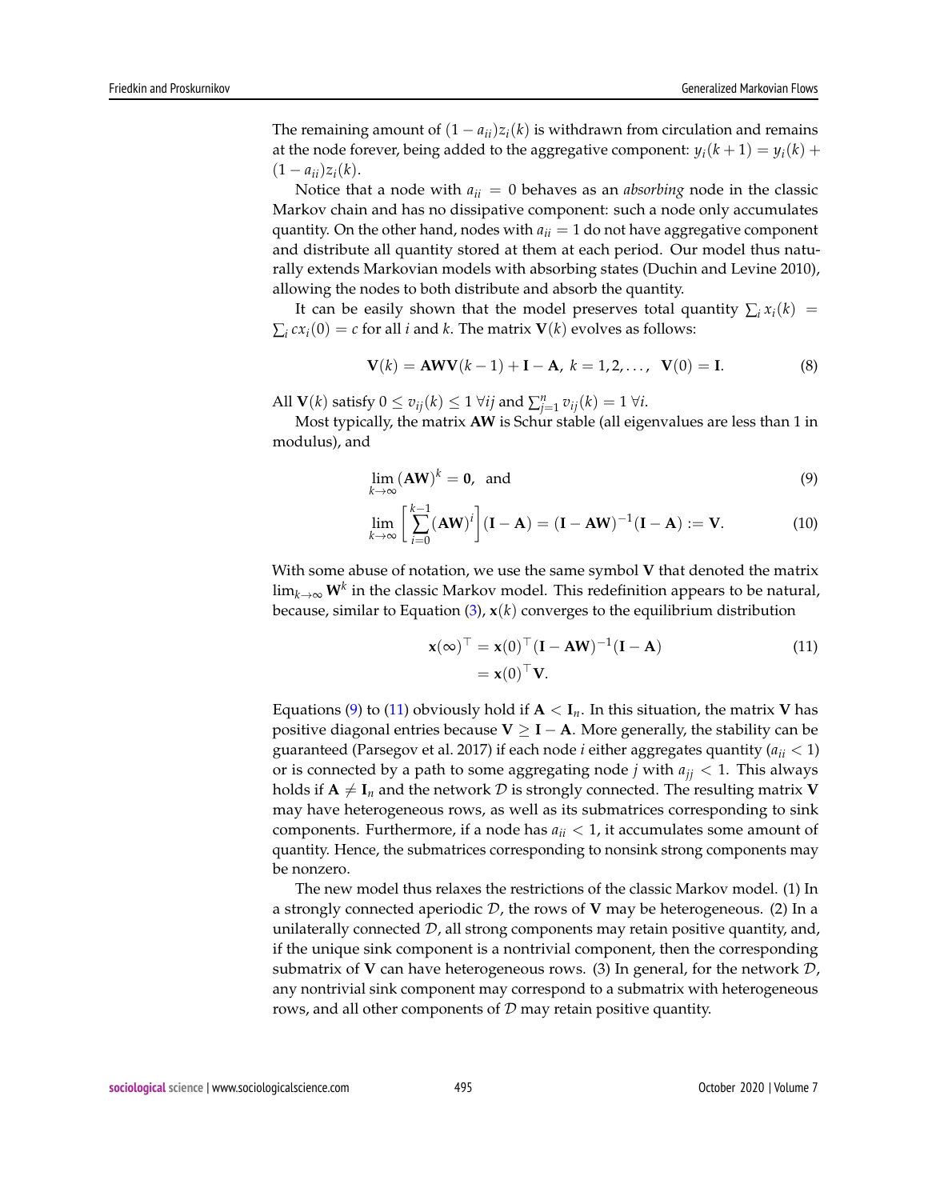The remaining amount of $(1 - a_{ii})z_i(k)$ is withdrawn from circulation and remains at the node forever, being added to the aggregative component: $y_i(k+1) = y_i(k) + (1 - a_{ii})z_i(k)$.

Notice that a node with $a_{ii} = 0$ behaves as an *absorbing* node in the classic Markov chain and has no dissipative component: such a node only accumulates quantity. On the other hand, nodes with $a_{ii} = 1$ do not have aggregative component and distribute all quantity stored at them at each period. Our model thus naturally extends Markovian models with absorbing states (Duchin and Levine 2010), allowing the nodes to both distribute and absorb the quantity.

It can be easily shown that the model preserves total quantity $\sum_i x_i(k) = \sum_i cx_i(0) = c$ for all $i$ and $k$. The matrix $\mathbf{V}(k)$ evolves as follows:

$$\mathbf{V}(k) = \mathbf{AWV}(k-1) + \mathbf{I} - \mathbf{A},\ k = 1, 2, \ldots,\quad \mathbf{V}(0) = \mathbf{I}. \tag{8}$$

All $\mathbf{V}(k)$ satisfy $0 \leq v_{ij}(k) \leq 1\ \forall ij$ and $\sum_{j=1}^{n} v_{ij}(k) = 1\ \forall i$.

Most typically, the matrix $\mathbf{AW}$ is Schur stable (all eigenvalues are less than 1 in modulus), and

$$\lim_{k\to\infty} (\mathbf{AW})^k = \mathbf{0},\ \text{ and} \tag{9}$$

$$\lim_{k\to\infty} \left[ \sum_{i=0}^{k-1} (\mathbf{AW})^i \right] (\mathbf{I} - \mathbf{A}) = (\mathbf{I} - \mathbf{AW})^{-1}(\mathbf{I} - \mathbf{A}) := \mathbf{V}. \tag{10}$$

With some abuse of notation, we use the same symbol $\mathbf{V}$ that denoted the matrix $\lim_{k\to\infty} \mathbf{W}^k$ in the classic Markov model. This redefinition appears to be natural, because, similar to Equation (3), $\mathbf{x}(k)$ converges to the equilibrium distribution

$$\begin{aligned}\mathbf{x}(\infty)^\top &= \mathbf{x}(0)^\top (\mathbf{I} - \mathbf{AW})^{-1}(\mathbf{I} - \mathbf{A}) \\ &= \mathbf{x}(0)^\top \mathbf{V}.\end{aligned} \tag{11}$$

Equations (9) to (11) obviously hold if $\mathbf{A} < \mathbf{I}_n$. In this situation, the matrix $\mathbf{V}$ has positive diagonal entries because $\mathbf{V} \geq \mathbf{I} - \mathbf{A}$. More generally, the stability can be guaranteed (Parsegov et al. 2017) if each node $i$ either aggregates quantity ($a_{ii} < 1$) or is connected by a path to some aggregating node $j$ with $a_{jj} < 1$. This always holds if $\mathbf{A} \neq \mathbf{I}_n$ and the network $\mathcal{D}$ is strongly connected. The resulting matrix $\mathbf{V}$ may have heterogeneous rows, as well as its submatrices corresponding to sink components. Furthermore, if a node has $a_{ii} < 1$, it accumulates some amount of quantity. Hence, the submatrices corresponding to nonsink strong components may be nonzero.

The new model thus relaxes the restrictions of the classic Markov model. (1) In a strongly connected aperiodic $\mathcal{D}$, the rows of $\mathbf{V}$ may be heterogeneous. (2) In a unilaterally connected $\mathcal{D}$, all strong components may retain positive quantity, and, if the unique sink component is a nontrivial component, then the corresponding submatrix of $\mathbf{V}$ can have heterogeneous rows. (3) In general, for the network $\mathcal{D}$, any nontrivial sink component may correspond to a submatrix with heterogeneous rows, and all other components of $\mathcal{D}$ may retain positive quantity.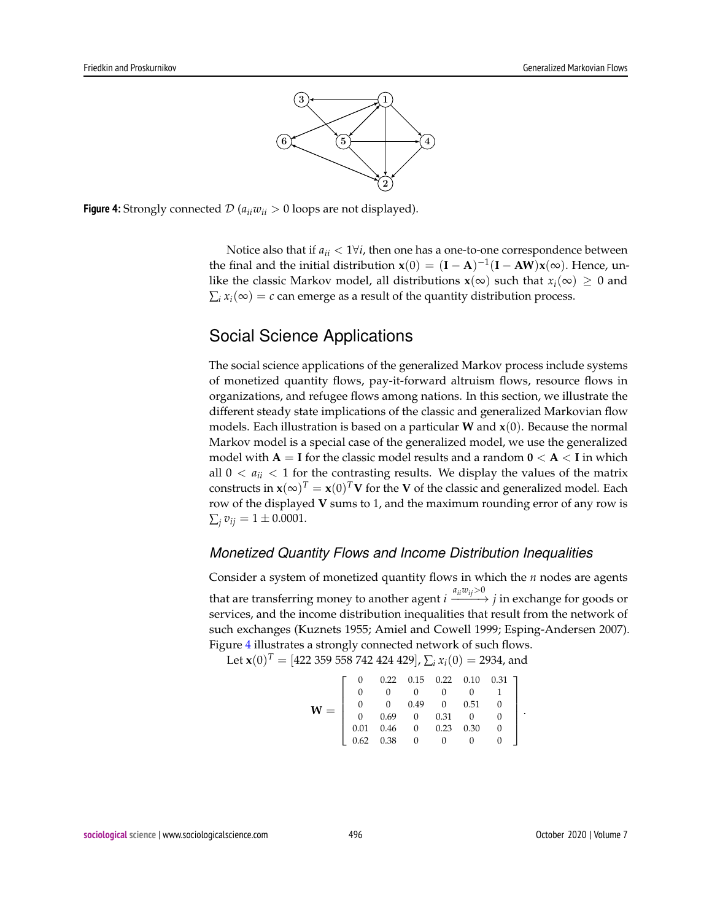**Figure 4:** Strongly connected $\mathcal{D}$ ($a_{ii}w_{ii} > 0$ loops are not displayed).

Notice also that if $a_{ii} < 1 \forall i$, then one has a one-to-one correspondence between the final and the initial distribution $\mathbf{x}(0) = (\mathbf{I} - \mathbf{A})^{-1}(\mathbf{I} - \mathbf{AW})\mathbf{x}(\infty)$. Hence, unlike the classic Markov model, all distributions $\mathbf{x}(\infty)$ such that $x_i(\infty) \geq 0$ and $\sum_i x_i(\infty) = c$ can emerge as a result of the quantity distribution process.

## Social Science Applications

The social science applications of the generalized Markov process include systems of monetized quantity flows, pay-it-forward altruism flows, resource flows in organizations, and refugee flows among nations. In this section, we illustrate the different steady state implications of the classic and generalized Markovian flow models. Each illustration is based on a particular $\mathbf{W}$ and $\mathbf{x}(0)$. Because the normal Markov model is a special case of the generalized model, we use the generalized model with $\mathbf{A} = \mathbf{I}$ for the classic model results and a random $\mathbf{0} < \mathbf{A} < \mathbf{I}$ in which all $0 < a_{ii} < 1$ for the contrasting results. We display the values of the matrix constructs in $\mathbf{x}(\infty)^T = \mathbf{x}(0)^T\mathbf{V}$ for the $\mathbf{V}$ of the classic and generalized model. Each row of the displayed $\mathbf{V}$ sums to 1, and the maximum rounding error of any row is $\sum_j v_{ij} = 1 \pm 0.0001$.

### *Monetized Quantity Flows and Income Distribution Inequalities*

Consider a system of monetized quantity flows in which the $n$ nodes are agents that are transferring money to another agent $i \xrightarrow{a_{ii}w_{ij}>0} j$ in exchange for goods or services, and the income distribution inequalities that result from the network of such exchanges (Kuznets 1955; Amiel and Cowell 1999; Esping-Andersen 2007). Figure 4 illustrates a strongly connected network of such flows.

Let $\mathbf{x}(0)^T = [422\ 359\ 558\ 742\ 424\ 429]$, $\sum_i x_i(0) = 2934$, and

$$\mathbf{W} = \begin{bmatrix} 0 & 0.22 & 0.15 & 0.22 & 0.10 & 0.31 \\ 0 & 0 & 0 & 0 & 0 & 1 \\ 0 & 0 & 0.49 & 0 & 0.51 & 0 \\ 0 & 0.69 & 0 & 0.31 & 0 & 0 \\ 0.01 & 0.46 & 0 & 0.23 & 0.30 & 0 \\ 0.62 & 0.38 & 0 & 0 & 0 & 0 \end{bmatrix}.$$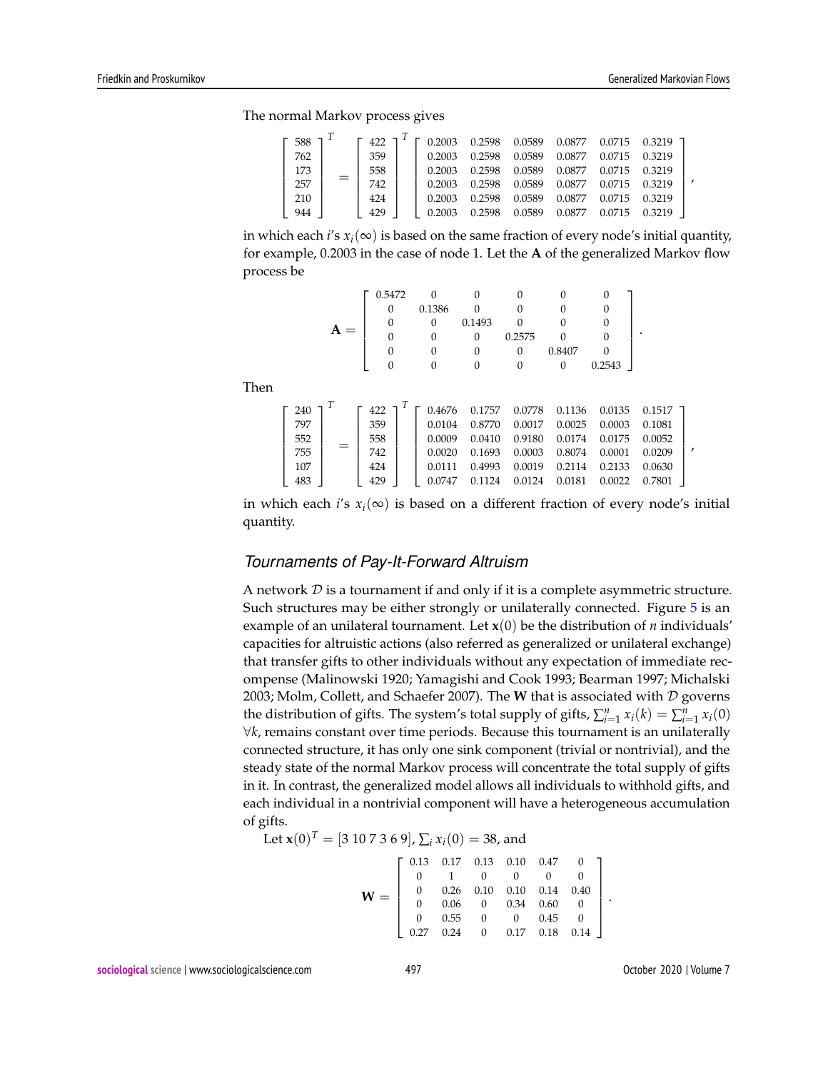The normal Markov process gives

$$
\begin{bmatrix} 588 \\ 762 \\ 173 \\ 257 \\ 210 \\ 944 \end{bmatrix}^T = \begin{bmatrix} 422 \\ 359 \\ 558 \\ 742 \\ 424 \\ 429 \end{bmatrix}^T \begin{bmatrix} 0.2003 & 0.2598 & 0.0589 & 0.0877 & 0.0715 & 0.3219 \\ 0.2003 & 0.2598 & 0.0589 & 0.0877 & 0.0715 & 0.3219 \\ 0.2003 & 0.2598 & 0.0589 & 0.0877 & 0.0715 & 0.3219 \\ 0.2003 & 0.2598 & 0.0589 & 0.0877 & 0.0715 & 0.3219 \\ 0.2003 & 0.2598 & 0.0589 & 0.0877 & 0.0715 & 0.3219 \\ 0.2003 & 0.2598 & 0.0589 & 0.0877 & 0.0715 & 0.3219 \end{bmatrix},
$$

in which each $i$'s $x_i(\infty)$ is based on the same fraction of every node's initial quantity, for example, 0.2003 in the case of node 1. Let the $\mathbf{A}$ of the generalized Markov flow process be

$$
\mathbf{A} = \begin{bmatrix} 0.5472 & 0 & 0 & 0 & 0 & 0 \\ 0 & 0.1386 & 0 & 0 & 0 & 0 \\ 0 & 0 & 0.1493 & 0 & 0 & 0 \\ 0 & 0 & 0 & 0.2575 & 0 & 0 \\ 0 & 0 & 0 & 0 & 0.8407 & 0 \\ 0 & 0 & 0 & 0 & 0 & 0.2543 \end{bmatrix}.
$$

Then

$$
\begin{bmatrix} 240 \\ 797 \\ 552 \\ 755 \\ 107 \\ 483 \end{bmatrix}^T = \begin{bmatrix} 422 \\ 359 \\ 558 \\ 742 \\ 424 \\ 429 \end{bmatrix}^T \begin{bmatrix} 0.4676 & 0.1757 & 0.0778 & 0.1136 & 0.0135 & 0.1517 \\ 0.0104 & 0.8770 & 0.0017 & 0.0025 & 0.0003 & 0.1081 \\ 0.0009 & 0.0410 & 0.9180 & 0.0174 & 0.0175 & 0.0052 \\ 0.0020 & 0.1693 & 0.0003 & 0.8074 & 0.0001 & 0.0209 \\ 0.0111 & 0.4993 & 0.0019 & 0.2114 & 0.2133 & 0.0630 \\ 0.0747 & 0.1124 & 0.0124 & 0.0181 & 0.0022 & 0.7801 \end{bmatrix},
$$

in which each $i$'s $x_i(\infty)$ is based on a different fraction of every node's initial quantity.

## Tournaments of Pay-It-Forward Altruism

A network $\mathcal{D}$ is a tournament if and only if it is a complete asymmetric structure. Such structures may be either strongly or unilaterally connected. Figure 5 is an example of an unilateral tournament. Let $\mathbf{x}(0)$ be the distribution of $n$ individuals' capacities for altruistic actions (also referred as generalized or unilateral exchange) that transfer gifts to other individuals without any expectation of immediate recompense (Malinowski 1920; Yamagishi and Cook 1993; Bearman 1997; Michalski 2003; Molm, Collett, and Schaefer 2007). The $\mathbf{W}$ that is associated with $\mathcal{D}$ governs the distribution of gifts. The system's total supply of gifts, $\sum_{i=1}^{n} x_i(k) = \sum_{i=1}^{n} x_i(0)$ $\forall k$, remains constant over time periods. Because this tournament is an unilaterally connected structure, it has only one sink component (trivial or nontrivial), and the steady state of the normal Markov process will concentrate the total supply of gifts in it. In contrast, the generalized model allows all individuals to withhold gifts, and each individual in a nontrivial component will have a heterogeneous accumulation of gifts.

Let $\mathbf{x}(0)^T = [3\ 10\ 7\ 3\ 6\ 9]$, $\sum_i x_i(0) = 38$, and

$$
\mathbf{W} = \begin{bmatrix} 0.13 & 0.17 & 0.13 & 0.10 & 0.47 & 0 \\ 0 & 1 & 0 & 0 & 0 & 0 \\ 0 & 0.26 & 0.10 & 0.10 & 0.14 & 0.40 \\ 0 & 0.06 & 0 & 0.34 & 0.60 & 0 \\ 0 & 0.55 & 0 & 0 & 0.45 & 0 \\ 0.27 & 0.24 & 0 & 0.17 & 0.18 & 0.14 \end{bmatrix}.
$$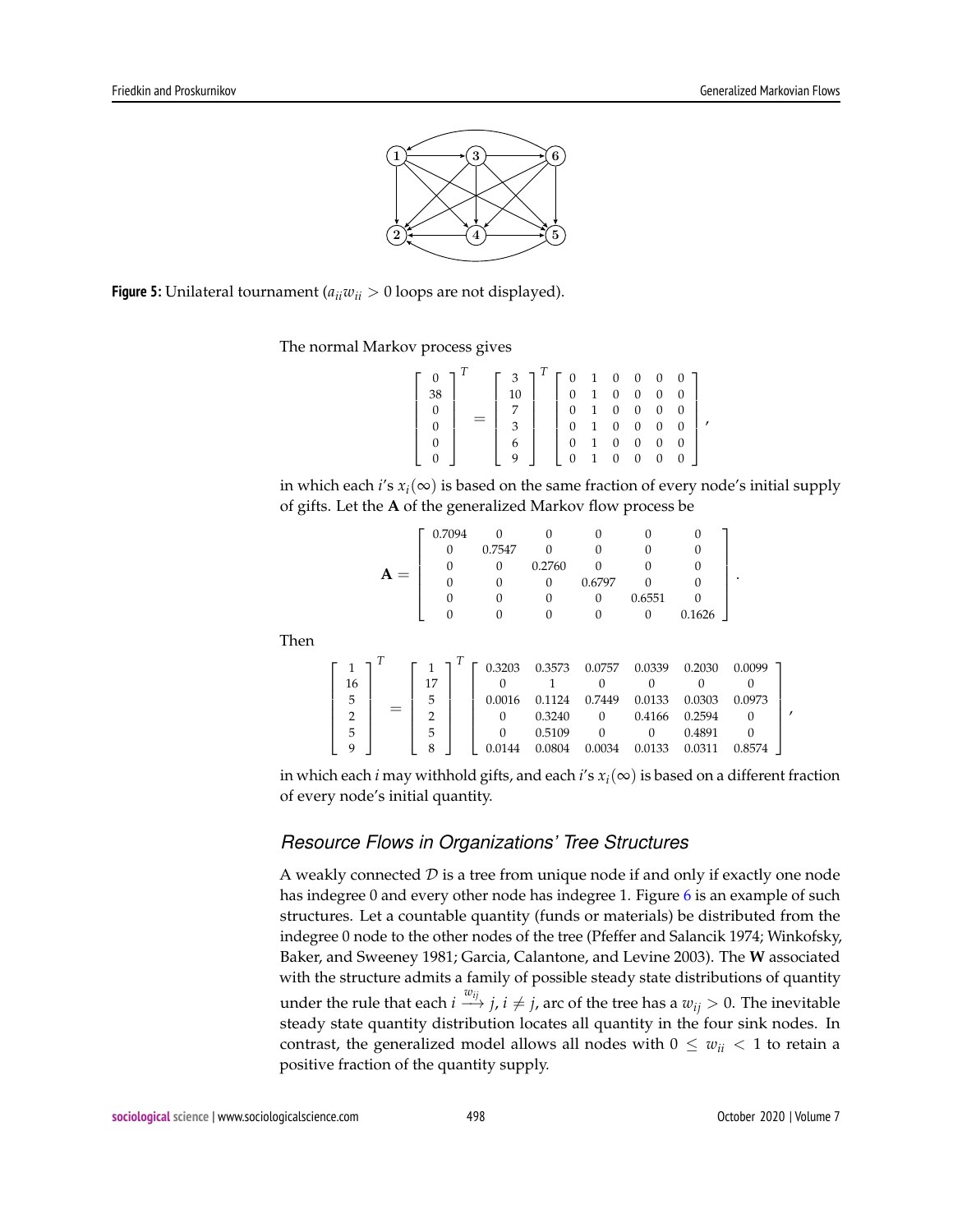**Figure 5:** Unilateral tournament ($a_{ii}w_{ii} > 0$ loops are not displayed).

The normal Markov process gives

$$\begin{bmatrix} 0 \\ 38 \\ 0 \\ 0 \\ 0 \\ 0 \end{bmatrix}^T = \begin{bmatrix} 3 \\ 10 \\ 7 \\ 3 \\ 6 \\ 9 \end{bmatrix}^T \begin{bmatrix} 0 & 1 & 0 & 0 & 0 & 0 \\ 0 & 1 & 0 & 0 & 0 & 0 \\ 0 & 1 & 0 & 0 & 0 & 0 \\ 0 & 1 & 0 & 0 & 0 & 0 \\ 0 & 1 & 0 & 0 & 0 & 0 \\ 0 & 1 & 0 & 0 & 0 & 0 \end{bmatrix},$$

in which each $i$'s $x_i(\infty)$ is based on the same fraction of every node's initial supply of gifts. Let the $\mathbf{A}$ of the generalized Markov flow process be

$$\mathbf{A} = \begin{bmatrix} 0.7094 & 0 & 0 & 0 & 0 & 0 \\ 0 & 0.7547 & 0 & 0 & 0 & 0 \\ 0 & 0 & 0.2760 & 0 & 0 & 0 \\ 0 & 0 & 0 & 0.6797 & 0 & 0 \\ 0 & 0 & 0 & 0 & 0.6551 & 0 \\ 0 & 0 & 0 & 0 & 0 & 0.1626 \end{bmatrix}.$$

Then

$$\begin{bmatrix} 1 \\ 16 \\ 5 \\ 2 \\ 5 \\ 9 \end{bmatrix}^T = \begin{bmatrix} 1 \\ 17 \\ 5 \\ 2 \\ 5 \\ 8 \end{bmatrix}^T \begin{bmatrix} 0.3203 & 0.3573 & 0.0757 & 0.0339 & 0.2030 & 0.0099 \\ 0 & 1 & 0 & 0 & 0 & 0 \\ 0.0016 & 0.1124 & 0.7449 & 0.0133 & 0.0303 & 0.0973 \\ 0 & 0.3240 & 0 & 0.4166 & 0.2594 & 0 \\ 0 & 0.5109 & 0 & 0 & 0.4891 & 0 \\ 0.0144 & 0.0804 & 0.0034 & 0.0133 & 0.0311 & 0.8574 \end{bmatrix},$$

in which each $i$ may withhold gifts, and each $i$'s $x_i(\infty)$ is based on a different fraction of every node's initial quantity.

### Resource Flows in Organizations' Tree Structures

A weakly connected $\mathcal{D}$ is a tree from unique node if and only if exactly one node has indegree 0 and every other node has indegree 1. Figure 6 is an example of such structures. Let a countable quantity (funds or materials) be distributed from the indegree 0 node to the other nodes of the tree (Pfeffer and Salancik 1974; Winkofsky, Baker, and Sweeney 1981; Garcia, Calantone, and Levine 2003). The $\mathbf{W}$ associated with the structure admits a family of possible steady state distributions of quantity under the rule that each $i \xrightarrow{w_{ij}} j$, $i \neq j$, arc of the tree has a $w_{ij} > 0$. The inevitable steady state quantity distribution locates all quantity in the four sink nodes. In contrast, the generalized model allows all nodes with $0 \leq w_{ii} < 1$ to retain a positive fraction of the quantity supply.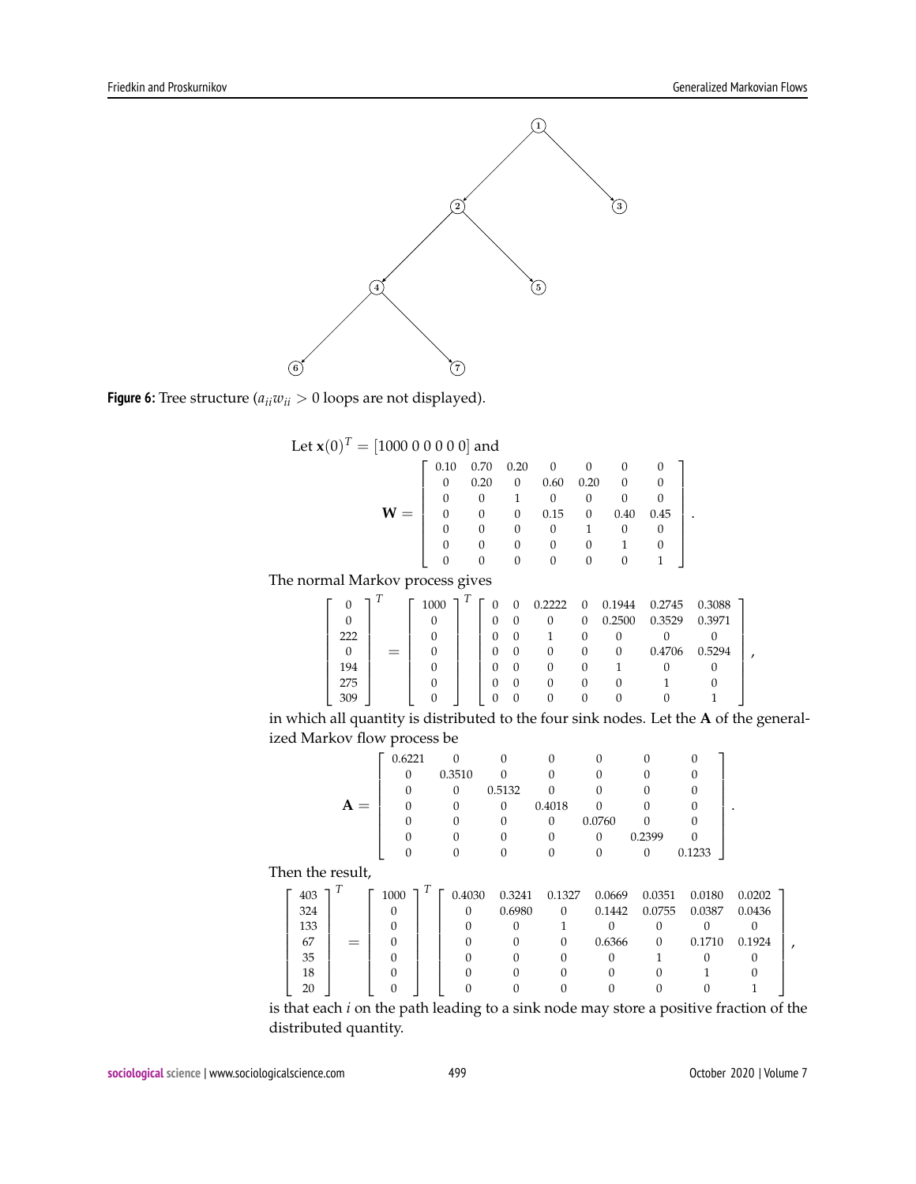**Figure 6:** Tree structure ($a_{ii}w_{ii} > 0$ loops are not displayed).

Let $\mathbf{x}(0)^T = [1000\ 0\ 0\ 0\ 0\ 0\ 0]$ and

$$\mathbf{W} = \begin{bmatrix} 0.10 & 0.70 & 0.20 & 0 & 0 & 0 & 0 \\ 0 & 0.20 & 0 & 0.60 & 0.20 & 0 & 0 \\ 0 & 0 & 1 & 0 & 0 & 0 & 0 \\ 0 & 0 & 0 & 0.15 & 0 & 0.40 & 0.45 \\ 0 & 0 & 0 & 0 & 1 & 0 & 0 \\ 0 & 0 & 0 & 0 & 0 & 1 & 0 \\ 0 & 0 & 0 & 0 & 0 & 0 & 1 \end{bmatrix}.$$

The normal Markov process gives

$$\begin{bmatrix} 0 \\ 0 \\ 222 \\ 0 \\ 194 \\ 275 \\ 309 \end{bmatrix}^T = \begin{bmatrix} 1000 \\ 0 \\ 0 \\ 0 \\ 0 \\ 0 \\ 0 \end{bmatrix}^T \begin{bmatrix} 0 & 0 & 0.2222 & 0 & 0.1944 & 0.2745 & 0.3088 \\ 0 & 0 & 0 & 0 & 0.2500 & 0.3529 & 0.3971 \\ 0 & 0 & 1 & 0 & 0 & 0 & 0 \\ 0 & 0 & 0 & 0 & 0 & 0.4706 & 0.5294 \\ 0 & 0 & 0 & 0 & 1 & 0 & 0 \\ 0 & 0 & 0 & 0 & 0 & 1 & 0 \\ 0 & 0 & 0 & 0 & 0 & 0 & 1 \end{bmatrix},$$

in which all quantity is distributed to the four sink nodes. Let the $\mathbf{A}$ of the generalized Markov flow process be

$$\mathbf{A} = \begin{bmatrix} 0.6221 & 0 & 0 & 0 & 0 & 0 & 0 \\ 0 & 0.3510 & 0 & 0 & 0 & 0 & 0 \\ 0 & 0 & 0.5132 & 0 & 0 & 0 & 0 \\ 0 & 0 & 0 & 0.4018 & 0 & 0 & 0 \\ 0 & 0 & 0 & 0 & 0.0760 & 0 & 0 \\ 0 & 0 & 0 & 0 & 0 & 0.2399 & 0 \\ 0 & 0 & 0 & 0 & 0 & 0 & 0.1233 \end{bmatrix}.$$

Then the result,

$$\begin{bmatrix} 403 \\ 324 \\ 133 \\ 67 \\ 35 \\ 18 \\ 20 \end{bmatrix}^T = \begin{bmatrix} 1000 \\ 0 \\ 0 \\ 0 \\ 0 \\ 0 \\ 0 \end{bmatrix}^T \begin{bmatrix} 0.4030 & 0.3241 & 0.1327 & 0.0669 & 0.0351 & 0.0180 & 0.0202 \\ 0 & 0.6980 & 0 & 0.1442 & 0.0755 & 0.0387 & 0.0436 \\ 0 & 0 & 1 & 0 & 0 & 0 & 0 \\ 0 & 0 & 0 & 0.6366 & 0 & 0.1710 & 0.1924 \\ 0 & 0 & 0 & 0 & 1 & 0 & 0 \\ 0 & 0 & 0 & 0 & 0 & 1 & 0 \\ 0 & 0 & 0 & 0 & 0 & 0 & 1 \end{bmatrix},$$

is that each $i$ on the path leading to a sink node may store a positive fraction of the distributed quantity.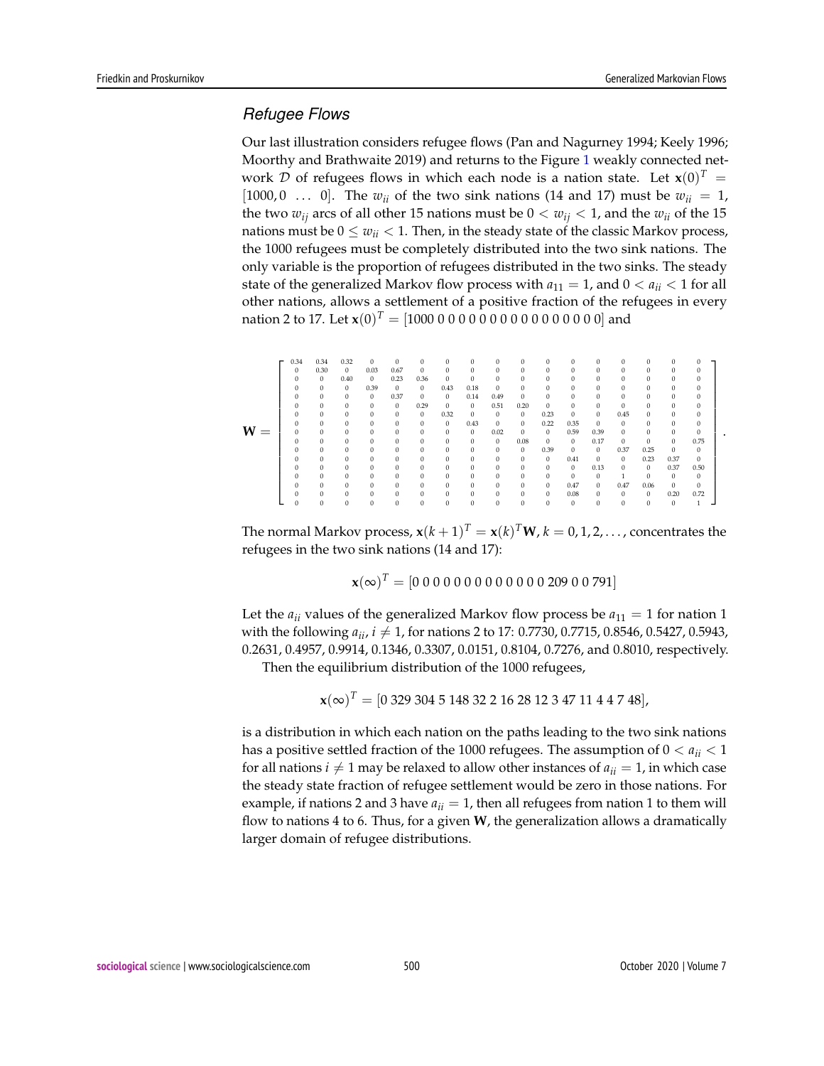### Refugee Flows

Our last illustration considers refugee flows (Pan and Nagurney 1994; Keely 1996; Moorthy and Brathwaite 2019) and returns to the Figure 1 weakly connected network $\mathcal{D}$ of refugees flows in which each node is a nation state. Let $\mathbf{x}(0)^T = [1000, 0 \ \ldots \ 0]$. The $w_{ii}$ of the two sink nations (14 and 17) must be $w_{ii} = 1$, the two $w_{ij}$ arcs of all other 15 nations must be $0 < w_{ij} < 1$, and the $w_{ii}$ of the 15 nations must be $0 \leq w_{ii} < 1$. Then, in the steady state of the classic Markov process, the 1000 refugees must be completely distributed into the two sink nations. The only variable is the proportion of refugees distributed in the two sinks. The steady state of the generalized Markov flow process with $a_{11} = 1$, and $0 < a_{ii} < 1$ for all other nations, allows a settlement of a positive fraction of the refugees in every nation 2 to 17. Let $\mathbf{x}(0)^T = [1000\ 0\ 0\ 0\ 0\ 0\ 0\ 0\ 0\ 0\ 0\ 0\ 0\ 0\ 0\ 0\ 0]$ and

$$
\mathbf{W} = \begin{bmatrix}
0.34 & 0.34 & 0.32 & 0 & 0 & 0 & 0 & 0 & 0 & 0 & 0 & 0 & 0 & 0 & 0 & 0 & 0 \\
0 & 0.30 & 0 & 0.03 & 0.67 & 0 & 0 & 0 & 0 & 0 & 0 & 0 & 0 & 0 & 0 & 0 & 0 \\
0 & 0 & 0.40 & 0 & 0.23 & 0.36 & 0 & 0 & 0 & 0 & 0 & 0 & 0 & 0 & 0 & 0 & 0 \\
0 & 0 & 0 & 0.39 & 0 & 0 & 0.43 & 0.18 & 0 & 0 & 0 & 0 & 0 & 0 & 0 & 0 & 0 \\
0 & 0 & 0 & 0 & 0.37 & 0 & 0 & 0.14 & 0.49 & 0 & 0 & 0 & 0 & 0 & 0 & 0 & 0 \\
0 & 0 & 0 & 0 & 0 & 0.29 & 0 & 0 & 0.51 & 0.20 & 0 & 0 & 0 & 0 & 0 & 0 & 0 \\
0 & 0 & 0 & 0 & 0 & 0 & 0.32 & 0 & 0 & 0 & 0.23 & 0 & 0 & 0.45 & 0 & 0 & 0 \\
0 & 0 & 0 & 0 & 0 & 0 & 0 & 0.43 & 0 & 0 & 0.22 & 0.35 & 0 & 0 & 0 & 0 & 0 \\
0 & 0 & 0 & 0 & 0 & 0 & 0 & 0 & 0.02 & 0 & 0 & 0.59 & 0.39 & 0 & 0 & 0 & 0 \\
0 & 0 & 0 & 0 & 0 & 0 & 0 & 0 & 0 & 0.08 & 0 & 0 & 0.17 & 0 & 0 & 0 & 0.75 \\
0 & 0 & 0 & 0 & 0 & 0 & 0 & 0 & 0 & 0 & 0.39 & 0 & 0 & 0.37 & 0.25 & 0 & 0 \\
0 & 0 & 0 & 0 & 0 & 0 & 0 & 0 & 0 & 0 & 0 & 0.41 & 0 & 0 & 0.23 & 0.37 & 0 \\
0 & 0 & 0 & 0 & 0 & 0 & 0 & 0 & 0 & 0 & 0 & 0 & 0.13 & 0 & 0 & 0.37 & 0.50 \\
0 & 0 & 0 & 0 & 0 & 0 & 0 & 0 & 0 & 0 & 0 & 0 & 0 & 1 & 0 & 0 & 0 \\
0 & 0 & 0 & 0 & 0 & 0 & 0 & 0 & 0 & 0 & 0 & 0.47 & 0 & 0.47 & 0.06 & 0 & 0 \\
0 & 0 & 0 & 0 & 0 & 0 & 0 & 0 & 0 & 0 & 0 & 0.08 & 0 & 0 & 0 & 0.20 & 0.72 \\
0 & 0 & 0 & 0 & 0 & 0 & 0 & 0 & 0 & 0 & 0 & 0 & 0 & 0 & 0 & 0 & 1
\end{bmatrix}.
$$

The normal Markov process, $\mathbf{x}(k+1)^T = \mathbf{x}(k)^T\mathbf{W}$, $k = 0, 1, 2, \ldots$, concentrates the refugees in the two sink nations (14 and 17):

$$\mathbf{x}(\infty)^T = [0\ 0\ 0\ 0\ 0\ 0\ 0\ 0\ 0\ 0\ 0\ 0\ 0\ 209\ 0\ 0\ 791]$$

Let the $a_{ii}$ values of the generalized Markov flow process be $a_{11} = 1$ for nation 1 with the following $a_{ii}$, $i \neq 1$, for nations 2 to 17: 0.7730, 0.7715, 0.8546, 0.5427, 0.5943, 0.2631, 0.4957, 0.9914, 0.1346, 0.3307, 0.0151, 0.8104, 0.7276, and 0.8010, respectively.

Then the equilibrium distribution of the 1000 refugees,

$$\mathbf{x}(\infty)^T = [0\ 329\ 304\ 5\ 148\ 32\ 2\ 16\ 28\ 12\ 3\ 47\ 11\ 4\ 4\ 7\ 48],$$

is a distribution in which each nation on the paths leading to the two sink nations has a positive settled fraction of the 1000 refugees. The assumption of $0 < a_{ii} < 1$ for all nations $i \neq 1$ may be relaxed to allow other instances of $a_{ii} = 1$, in which case the steady state fraction of refugee settlement would be zero in those nations. For example, if nations 2 and 3 have $a_{ii} = 1$, then all refugees from nation 1 to them will flow to nations 4 to 6. Thus, for a given $\mathbf{W}$, the generalization allows a dramatically larger domain of refugee distributions.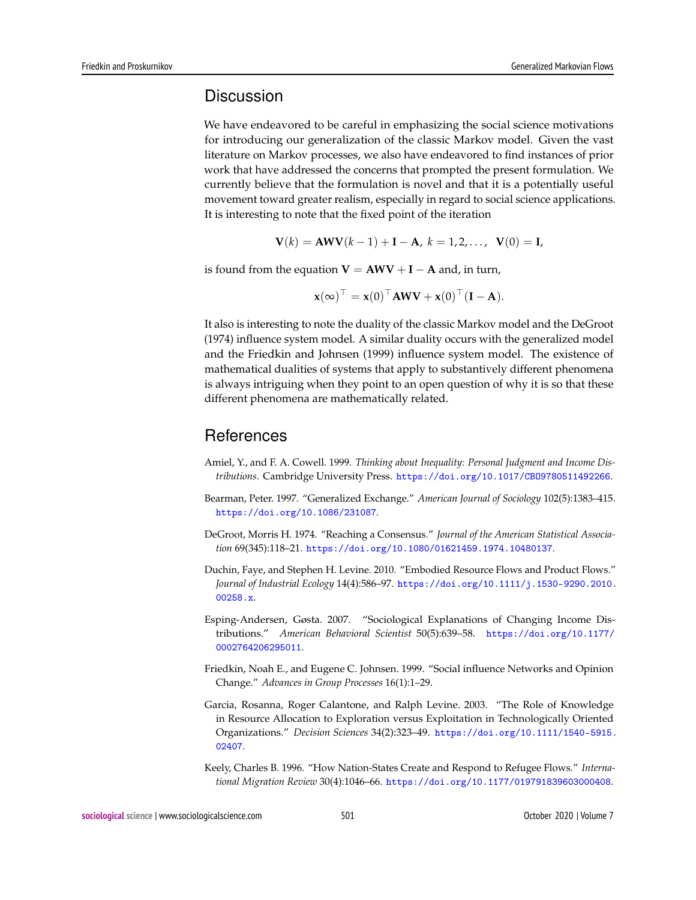## Discussion

We have endeavored to be careful in emphasizing the social science motivations for introducing our generalization of the classic Markov model. Given the vast literature on Markov processes, we also have endeavored to find instances of prior work that have addressed the concerns that prompted the present formulation. We currently believe that the formulation is novel and that it is a potentially useful movement toward greater realism, especially in regard to social science applications. It is interesting to note that the fixed point of the iteration

$$\mathbf{V}(k) = \mathbf{AWV}(k-1) + \mathbf{I} - \mathbf{A},\ k = 1, 2, \ldots,\quad \mathbf{V}(0) = \mathbf{I},$$

is found from the equation $\mathbf{V} = \mathbf{AWV} + \mathbf{I} - \mathbf{A}$ and, in turn,

$$\mathbf{x}(\infty)^\top = \mathbf{x}(0)^\top \mathbf{AWV} + \mathbf{x}(0)^\top (\mathbf{I} - \mathbf{A}).$$

It also is interesting to note the duality of the classic Markov model and the DeGroot (1974) influence system model. A similar duality occurs with the generalized model and the Friedkin and Johnsen (1999) influence system model. The existence of mathematical dualities of systems that apply to substantively different phenomena is always intriguing when they point to an open question of why it is so that these different phenomena are mathematically related.

## References

Amiel, Y., and F. A. Cowell. 1999. *Thinking about Inequality: Personal Judgment and Income Distributions*. Cambridge University Press. https://doi.org/10.1017/CBO9780511492266.

Bearman, Peter. 1997. "Generalized Exchange." *American Journal of Sociology* 102(5):1383–415. https://doi.org/10.1086/231087.

DeGroot, Morris H. 1974. "Reaching a Consensus." *Journal of the American Statistical Association* 69(345):118–21. https://doi.org/10.1080/01621459.1974.10480137.

Duchin, Faye, and Stephen H. Levine. 2010. "Embodied Resource Flows and Product Flows." *Journal of Industrial Ecology* 14(4):586–97. https://doi.org/10.1111/j.1530-9290.2010.00258.x.

Esping-Andersen, Gøsta. 2007. "Sociological Explanations of Changing Income Distributions." *American Behavioral Scientist* 50(5):639–58. https://doi.org/10.1177/0002764206295011.

Friedkin, Noah E., and Eugene C. Johnsen. 1999. "Social influence Networks and Opinion Change." *Advances in Group Processes* 16(1):1–29.

Garcia, Rosanna, Roger Calantone, and Ralph Levine. 2003. "The Role of Knowledge in Resource Allocation to Exploration versus Exploitation in Technologically Oriented Organizations." *Decision Sciences* 34(2):323–49. https://doi.org/10.1111/1540-5915.02407.

Keely, Charles B. 1996. "How Nation-States Create and Respond to Refugee Flows." *International Migration Review* 30(4):1046–66. https://doi.org/10.1177/019791839603000408.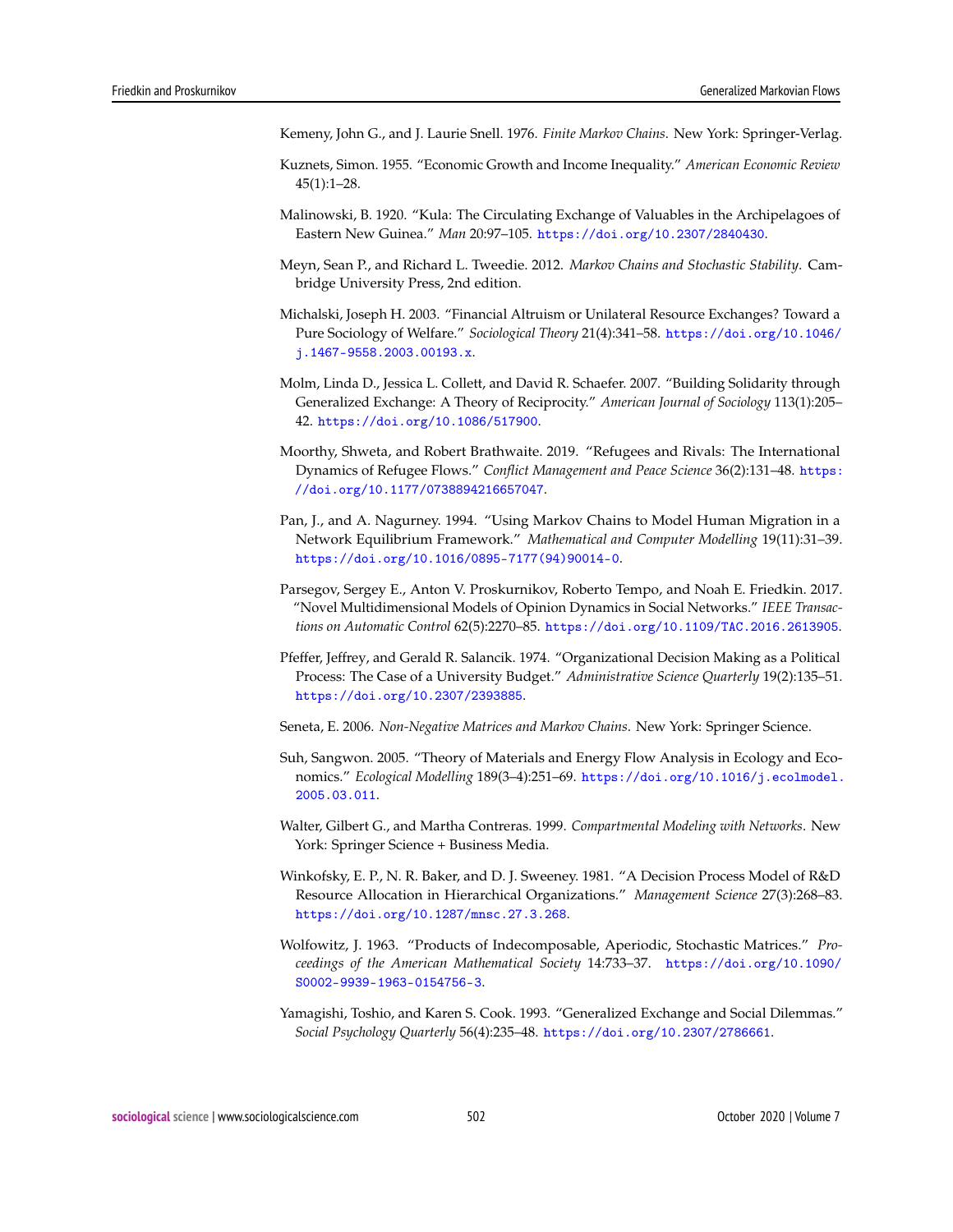Kemeny, John G., and J. Laurie Snell. 1976. *Finite Markov Chains*. New York: Springer-Verlag.

Kuznets, Simon. 1955. "Economic Growth and Income Inequality." *American Economic Review* 45(1):1–28.

Malinowski, B. 1920. "Kula: The Circulating Exchange of Valuables in the Archipelagoes of Eastern New Guinea." *Man* 20:97–105. https://doi.org/10.2307/2840430.

Meyn, Sean P., and Richard L. Tweedie. 2012. *Markov Chains and Stochastic Stability*. Cambridge University Press, 2nd edition.

Michalski, Joseph H. 2003. "Financial Altruism or Unilateral Resource Exchanges? Toward a Pure Sociology of Welfare." *Sociological Theory* 21(4):341–58. https://doi.org/10.1046/j.1467-9558.2003.00193.x.

Molm, Linda D., Jessica L. Collett, and David R. Schaefer. 2007. "Building Solidarity through Generalized Exchange: A Theory of Reciprocity." *American Journal of Sociology* 113(1):205–42. https://doi.org/10.1086/517900.

Moorthy, Shweta, and Robert Brathwaite. 2019. "Refugees and Rivals: The International Dynamics of Refugee Flows." *Conflict Management and Peace Science* 36(2):131–48. https://doi.org/10.1177/0738894216657047.

Pan, J., and A. Nagurney. 1994. "Using Markov Chains to Model Human Migration in a Network Equilibrium Framework." *Mathematical and Computer Modelling* 19(11):31–39. https://doi.org/10.1016/0895-7177(94)90014-0.

Parsegov, Sergey E., Anton V. Proskurnikov, Roberto Tempo, and Noah E. Friedkin. 2017. "Novel Multidimensional Models of Opinion Dynamics in Social Networks." *IEEE Transactions on Automatic Control* 62(5):2270–85. https://doi.org/10.1109/TAC.2016.2613905.

Pfeffer, Jeffrey, and Gerald R. Salancik. 1974. "Organizational Decision Making as a Political Process: The Case of a University Budget." *Administrative Science Quarterly* 19(2):135–51. https://doi.org/10.2307/2393885.

Seneta, E. 2006. *Non-Negative Matrices and Markov Chains*. New York: Springer Science.

Suh, Sangwon. 2005. "Theory of Materials and Energy Flow Analysis in Ecology and Economics." *Ecological Modelling* 189(3–4):251–69. https://doi.org/10.1016/j.ecolmodel.2005.03.011.

Walter, Gilbert G., and Martha Contreras. 1999. *Compartmental Modeling with Networks*. New York: Springer Science + Business Media.

Winkofsky, E. P., N. R. Baker, and D. J. Sweeney. 1981. "A Decision Process Model of R&D Resource Allocation in Hierarchical Organizations." *Management Science* 27(3):268–83. https://doi.org/10.1287/mnsc.27.3.268.

Wolfowitz, J. 1963. "Products of Indecomposable, Aperiodic, Stochastic Matrices." *Proceedings of the American Mathematical Society* 14:733–37. https://doi.org/10.1090/S0002-9939-1963-0154756-3.

Yamagishi, Toshio, and Karen S. Cook. 1993. "Generalized Exchange and Social Dilemmas." *Social Psychology Quarterly* 56(4):235–48. https://doi.org/10.2307/2786661.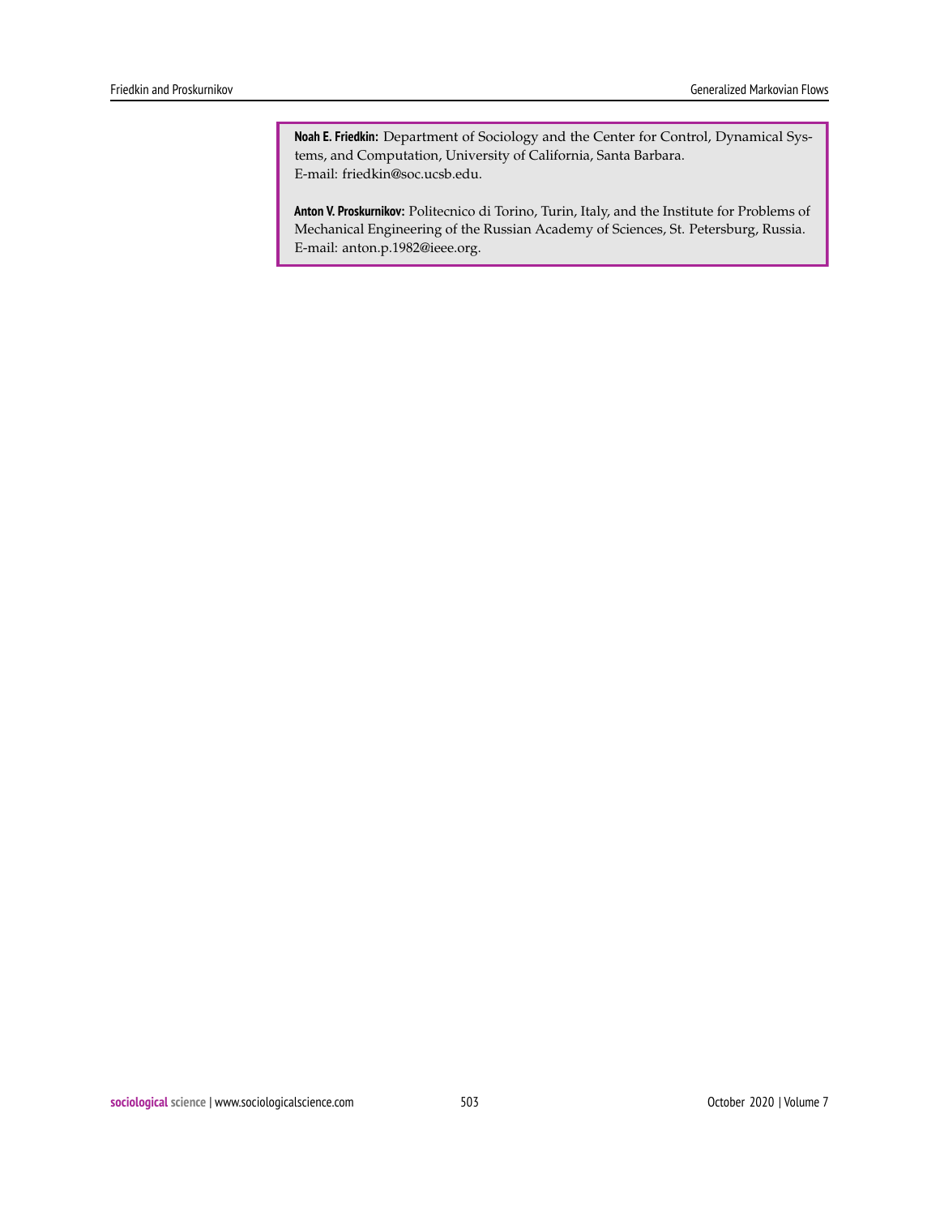**Noah E. Friedkin:** Department of Sociology and the Center for Control, Dynamical Systems, and Computation, University of California, Santa Barbara.
E-mail: friedkin@soc.ucsb.edu.

**Anton V. Proskurnikov:** Politecnico di Torino, Turin, Italy, and the Institute for Problems of Mechanical Engineering of the Russian Academy of Sciences, St. Petersburg, Russia.
E-mail: anton.p.1982@ieee.org.